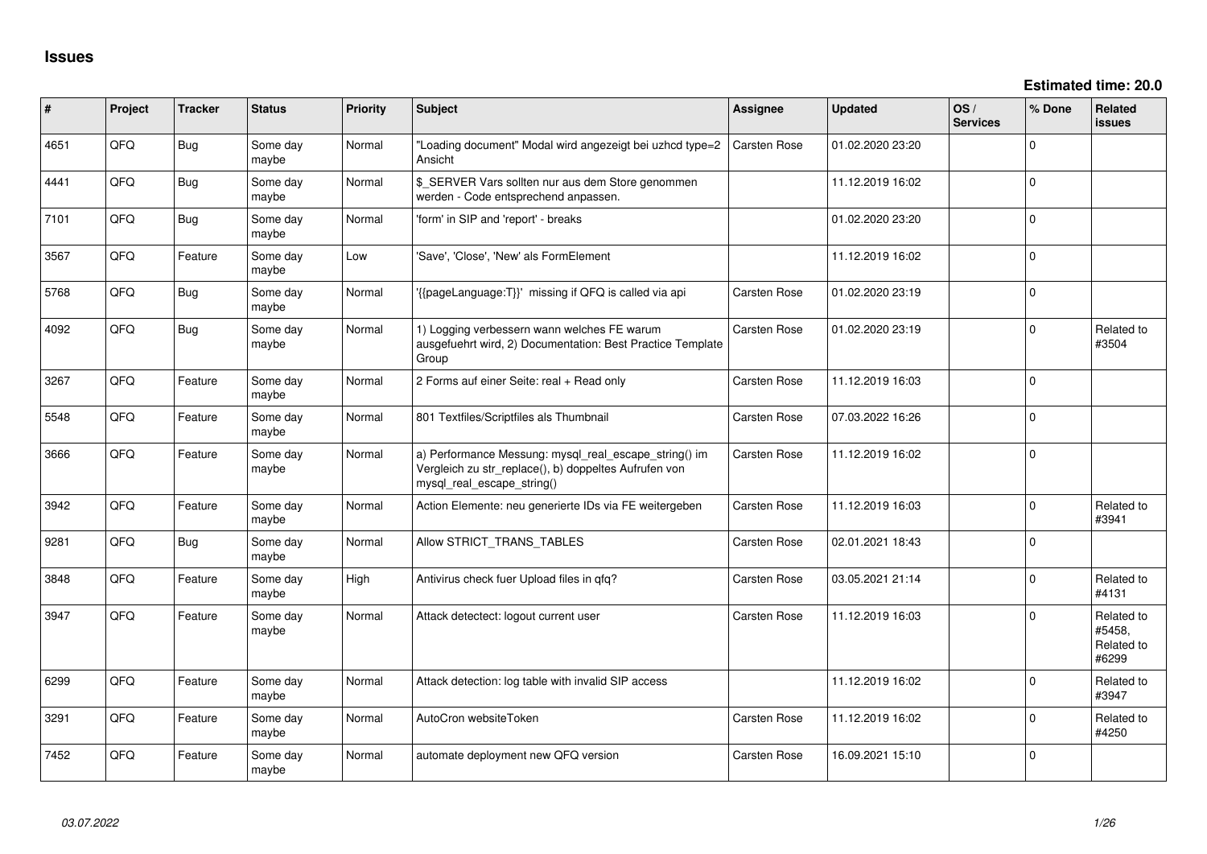# Issues

**Estimated time: 20.0**

| # | Project | Tracker | Status | Priority | Subject | Assignee | Updated | OS / Services | % Done | Related issues |
|---|---|---|---|---|---|---|---|---|---|---|
| 4651 | QFQ | Bug | Some day maybe | Normal | "Loading document" Modal wird angezeigt bei uzhcd type=2 Ansicht | Carsten Rose | 01.02.2020 23:20 | | 0 | |
| 4441 | QFQ | Bug | Some day maybe | Normal | $_SERVER Vars sollten nur aus dem Store genommen werden - Code entsprechend anpassen. | | 11.12.2019 16:02 | | 0 | |
| 7101 | QFQ | Bug | Some day maybe | Normal | 'form' in SIP and 'report' - breaks | | 01.02.2020 23:20 | | 0 | |
| 3567 | QFQ | Feature | Some day maybe | Low | 'Save', 'Close', 'New' als FormElement | | 11.12.2019 16:02 | | 0 | |
| 5768 | QFQ | Bug | Some day maybe | Normal | '{{pageLanguage:T}}' missing if QFQ is called via api | Carsten Rose | 01.02.2020 23:19 | | 0 | |
| 4092 | QFQ | Bug | Some day maybe | Normal | 1) Logging verbessern wann welches FE warum ausgefuehrt wird, 2) Documentation: Best Practice Template Group | Carsten Rose | 01.02.2020 23:19 | | 0 | Related to #3504 |
| 3267 | QFQ | Feature | Some day maybe | Normal | 2 Forms auf einer Seite: real + Read only | Carsten Rose | 11.12.2019 16:03 | | 0 | |
| 5548 | QFQ | Feature | Some day maybe | Normal | 801 Textfiles/Scriptfiles als Thumbnail | Carsten Rose | 07.03.2022 16:26 | | 0 | |
| 3666 | QFQ | Feature | Some day maybe | Normal | a) Performance Messung: mysql_real_escape_string() im Vergleich zu str_replace(), b) doppeltes Aufrufen von mysql_real_escape_string() | Carsten Rose | 11.12.2019 16:02 | | 0 | |
| 3942 | QFQ | Feature | Some day maybe | Normal | Action Elemente: neu generierte IDs via FE weitergeben | Carsten Rose | 11.12.2019 16:03 | | 0 | Related to #3941 |
| 9281 | QFQ | Bug | Some day maybe | Normal | Allow STRICT_TRANS_TABLES | Carsten Rose | 02.01.2021 18:43 | | 0 | |
| 3848 | QFQ | Feature | Some day maybe | High | Antivirus check fuer Upload files in qfq? | Carsten Rose | 03.05.2021 21:14 | | 0 | Related to #4131 |
| 3947 | QFQ | Feature | Some day maybe | Normal | Attack detectect: logout current user | Carsten Rose | 11.12.2019 16:03 | | 0 | Related to #5458, Related to #6299 |
| 6299 | QFQ | Feature | Some day maybe | Normal | Attack detection: log table with invalid SIP access | | 11.12.2019 16:02 | | 0 | Related to #3947 |
| 3291 | QFQ | Feature | Some day maybe | Normal | AutoCron websiteToken | Carsten Rose | 11.12.2019 16:02 | | 0 | Related to #4250 |
| 7452 | QFQ | Feature | Some day maybe | Normal | automate deployment new QFQ version | Carsten Rose | 16.09.2021 15:10 | | 0 | |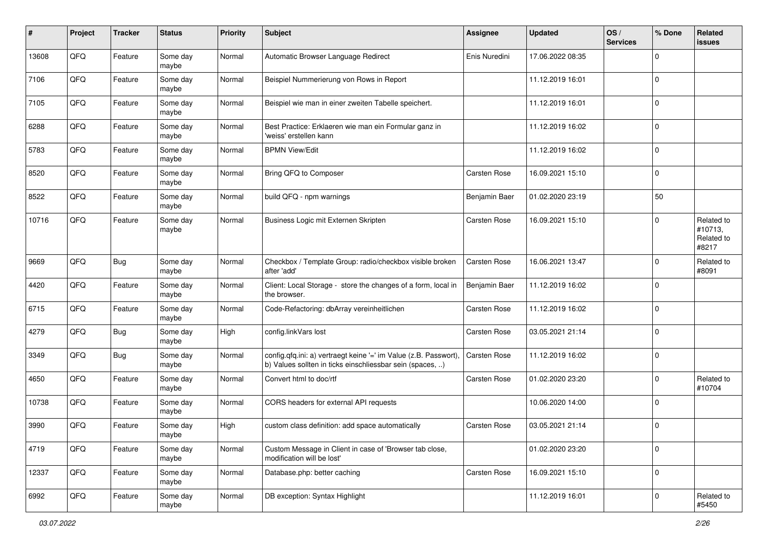| # | Project | Tracker | Status | Priority | Subject | Assignee | Updated | OS / Services | % Done | Related issues |
|---|---|---|---|---|---|---|---|---|---|---|
| 13608 | QFQ | Feature | Some day maybe | Normal | Automatic Browser Language Redirect | Enis Nuredini | 17.06.2022 08:35 | | 0 | |
| 7106 | QFQ | Feature | Some day maybe | Normal | Beispiel Nummerierung von Rows in Report | | 11.12.2019 16:01 | | 0 | |
| 7105 | QFQ | Feature | Some day maybe | Normal | Beispiel wie man in einer zweiten Tabelle speichert. | | 11.12.2019 16:01 | | 0 | |
| 6288 | QFQ | Feature | Some day maybe | Normal | Best Practice: Erklaeren wie man ein Formular ganz in 'weiss' erstellen kann | | 11.12.2019 16:02 | | 0 | |
| 5783 | QFQ | Feature | Some day maybe | Normal | BPMN View/Edit | | 11.12.2019 16:02 | | 0 | |
| 8520 | QFQ | Feature | Some day maybe | Normal | Bring QFQ to Composer | Carsten Rose | 16.09.2021 15:10 | | 0 | |
| 8522 | QFQ | Feature | Some day maybe | Normal | build QFQ - npm warnings | Benjamin Baer | 01.02.2020 23:19 | | 50 | |
| 10716 | QFQ | Feature | Some day maybe | Normal | Business Logic mit Externen Skripten | Carsten Rose | 16.09.2021 15:10 | | 0 | Related to #10713, Related to #8217 |
| 9669 | QFQ | Bug | Some day maybe | Normal | Checkbox / Template Group: radio/checkbox visible broken after 'add' | Carsten Rose | 16.06.2021 13:47 | | 0 | Related to #8091 |
| 4420 | QFQ | Feature | Some day maybe | Normal | Client: Local Storage - store the changes of a form, local in the browser. | Benjamin Baer | 11.12.2019 16:02 | | 0 | |
| 6715 | QFQ | Feature | Some day maybe | Normal | Code-Refactoring: dbArray vereinheitlichen | Carsten Rose | 11.12.2019 16:02 | | 0 | |
| 4279 | QFQ | Bug | Some day maybe | High | config.linkVars lost | Carsten Rose | 03.05.2021 21:14 | | 0 | |
| 3349 | QFQ | Bug | Some day maybe | Normal | config.qfq.ini: a) vertraegt keine '=' im Value (z.B. Passwort), b) Values sollten in ticks einschliessbar sein (spaces, ..) | Carsten Rose | 11.12.2019 16:02 | | 0 | |
| 4650 | QFQ | Feature | Some day maybe | Normal | Convert html to doc/rtf | Carsten Rose | 01.02.2020 23:20 | | 0 | Related to #10704 |
| 10738 | QFQ | Feature | Some day maybe | Normal | CORS headers for external API requests | | 10.06.2020 14:00 | | 0 | |
| 3990 | QFQ | Feature | Some day maybe | High | custom class definition: add space automatically | Carsten Rose | 03.05.2021 21:14 | | 0 | |
| 4719 | QFQ | Feature | Some day maybe | Normal | Custom Message in Client in case of 'Browser tab close, modification will be lost' | | 01.02.2020 23:20 | | 0 | |
| 12337 | QFQ | Feature | Some day maybe | Normal | Database.php: better caching | Carsten Rose | 16.09.2021 15:10 | | 0 | |
| 6992 | QFQ | Feature | Some day maybe | Normal | DB exception: Syntax Highlight | | 11.12.2019 16:01 | | 0 | Related to #5450 |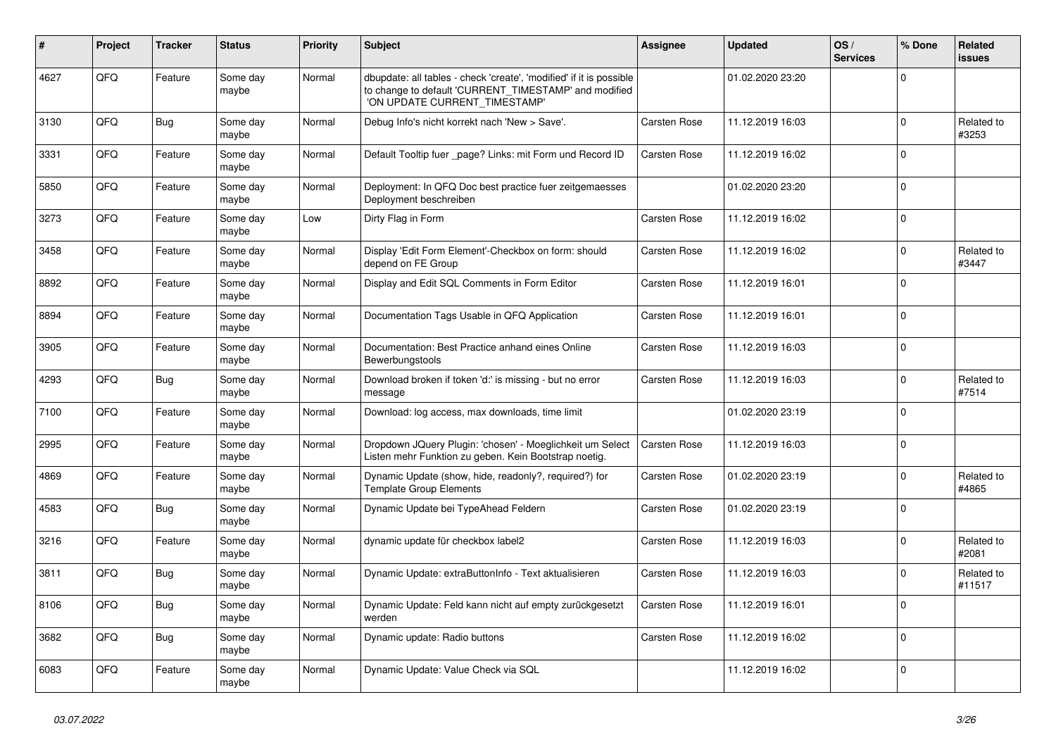| # | Project | Tracker | Status | Priority | Subject | Assignee | Updated | OS / Services | % Done | Related issues |
|---|---|---|---|---|---|---|---|---|---|---|
| 4627 | QFQ | Feature | Some day maybe | Normal | dbupdate: all tables - check 'create', 'modified' if it is possible to change to default 'CURRENT_TIMESTAMP' and modified 'ON UPDATE CURRENT_TIMESTAMP' | | 01.02.2020 23:20 | | 0 | |
| 3130 | QFQ | Bug | Some day maybe | Normal | Debug Info's nicht korrekt nach 'New > Save'. | Carsten Rose | 11.12.2019 16:03 | | 0 | Related to #3253 |
| 3331 | QFQ | Feature | Some day maybe | Normal | Default Tooltip fuer _page? Links: mit Form und Record ID | Carsten Rose | 11.12.2019 16:02 | | 0 | |
| 5850 | QFQ | Feature | Some day maybe | Normal | Deployment: In QFQ Doc best practice fuer zeitgemaesses Deployment beschreiben | | 01.02.2020 23:20 | | 0 | |
| 3273 | QFQ | Feature | Some day maybe | Low | Dirty Flag in Form | Carsten Rose | 11.12.2019 16:02 | | 0 | |
| 3458 | QFQ | Feature | Some day maybe | Normal | Display 'Edit Form Element'-Checkbox on form: should depend on FE Group | Carsten Rose | 11.12.2019 16:02 | | 0 | Related to #3447 |
| 8892 | QFQ | Feature | Some day maybe | Normal | Display and Edit SQL Comments in Form Editor | Carsten Rose | 11.12.2019 16:01 | | 0 | |
| 8894 | QFQ | Feature | Some day maybe | Normal | Documentation Tags Usable in QFQ Application | Carsten Rose | 11.12.2019 16:01 | | 0 | |
| 3905 | QFQ | Feature | Some day maybe | Normal | Documentation: Best Practice anhand eines Online Bewerbungstools | Carsten Rose | 11.12.2019 16:03 | | 0 | |
| 4293 | QFQ | Bug | Some day maybe | Normal | Download broken if token 'd:' is missing - but no error message | Carsten Rose | 11.12.2019 16:03 | | 0 | Related to #7514 |
| 7100 | QFQ | Feature | Some day maybe | Normal | Download: log access, max downloads, time limit | | 01.02.2020 23:19 | | 0 | |
| 2995 | QFQ | Feature | Some day maybe | Normal | Dropdown JQuery Plugin: 'chosen' - Moeglichkeit um Select Listen mehr Funktion zu geben. Kein Bootstrap noetig. | Carsten Rose | 11.12.2019 16:03 | | 0 | |
| 4869 | QFQ | Feature | Some day maybe | Normal | Dynamic Update (show, hide, readonly?, required?) for Template Group Elements | Carsten Rose | 01.02.2020 23:19 | | 0 | Related to #4865 |
| 4583 | QFQ | Bug | Some day maybe | Normal | Dynamic Update bei TypeAhead Feldern | Carsten Rose | 01.02.2020 23:19 | | 0 | |
| 3216 | QFQ | Feature | Some day maybe | Normal | dynamic update für checkbox label2 | Carsten Rose | 11.12.2019 16:03 | | 0 | Related to #2081 |
| 3811 | QFQ | Bug | Some day maybe | Normal | Dynamic Update: extraButtonInfo - Text aktualisieren | Carsten Rose | 11.12.2019 16:03 | | 0 | Related to #11517 |
| 8106 | QFQ | Bug | Some day maybe | Normal | Dynamic Update: Feld kann nicht auf empty zurückgesetzt werden | Carsten Rose | 11.12.2019 16:01 | | 0 | |
| 3682 | QFQ | Bug | Some day maybe | Normal | Dynamic update: Radio buttons | Carsten Rose | 11.12.2019 16:02 | | 0 | |
| 6083 | QFQ | Feature | Some day maybe | Normal | Dynamic Update: Value Check via SQL | | 11.12.2019 16:02 | | 0 | |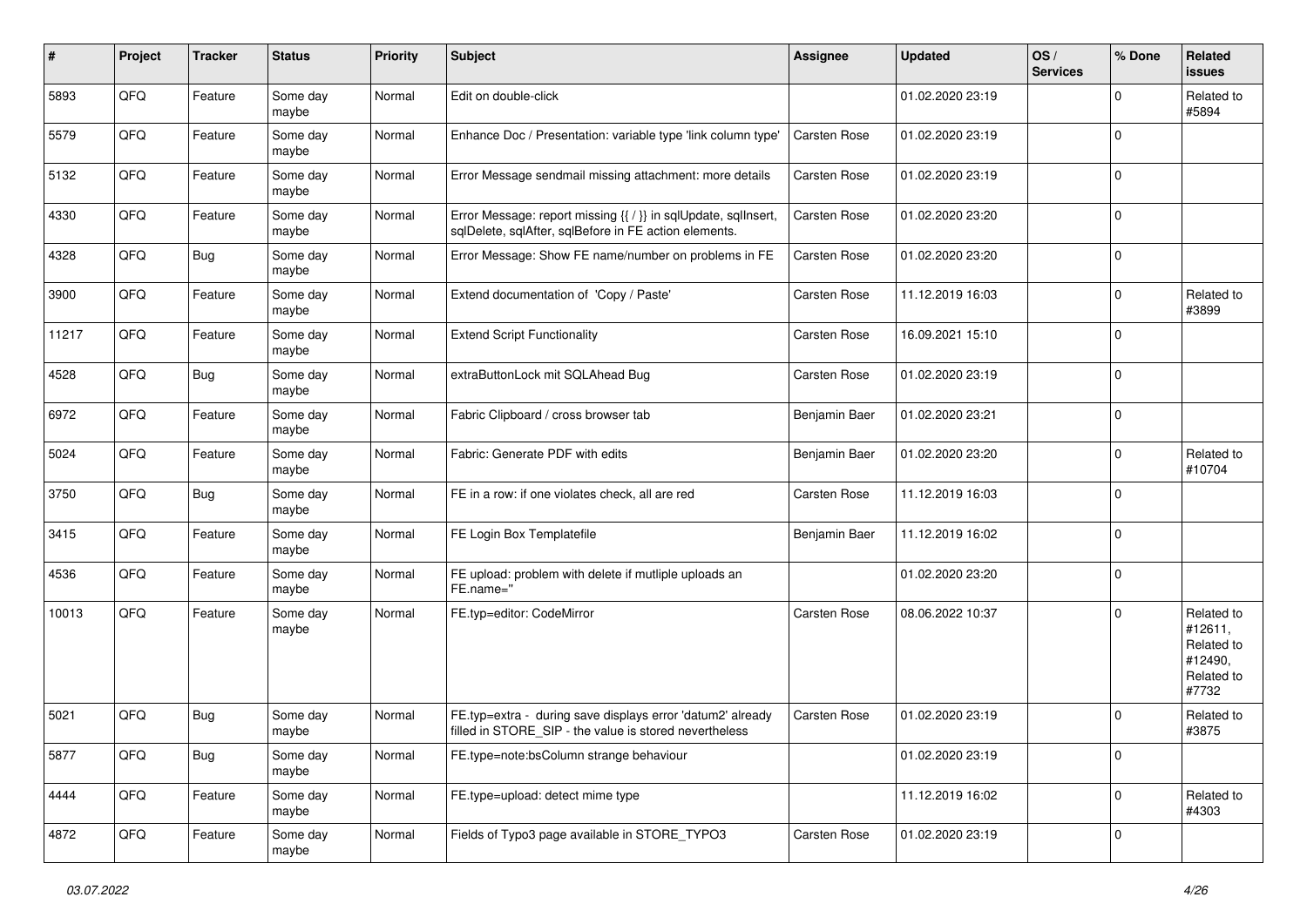| # | Project | Tracker | Status | Priority | Subject | Assignee | Updated | OS / Services | % Done | Related issues |
|---|---|---|---|---|---|---|---|---|---|---|
| 5893 | QFQ | Feature | Some day maybe | Normal | Edit on double-click | | 01.02.2020 23:19 | | 0 | Related to #5894 |
| 5579 | QFQ | Feature | Some day maybe | Normal | Enhance Doc / Presentation: variable type 'link column type' | Carsten Rose | 01.02.2020 23:19 | | 0 | |
| 5132 | QFQ | Feature | Some day maybe | Normal | Error Message sendmail missing attachment: more details | Carsten Rose | 01.02.2020 23:19 | | 0 | |
| 4330 | QFQ | Feature | Some day maybe | Normal | Error Message: report missing {{ / }} in sqlUpdate, sqlInsert, sqlDelete, sqlAfter, sqlBefore in FE action elements. | Carsten Rose | 01.02.2020 23:20 | | 0 | |
| 4328 | QFQ | Bug | Some day maybe | Normal | Error Message: Show FE name/number on problems in FE | Carsten Rose | 01.02.2020 23:20 | | 0 | |
| 3900 | QFQ | Feature | Some day maybe | Normal | Extend documentation of 'Copy / Paste' | Carsten Rose | 11.12.2019 16:03 | | 0 | Related to #3899 |
| 11217 | QFQ | Feature | Some day maybe | Normal | Extend Script Functionality | Carsten Rose | 16.09.2021 15:10 | | 0 | |
| 4528 | QFQ | Bug | Some day maybe | Normal | extraButtonLock mit SQLAhead Bug | Carsten Rose | 01.02.2020 23:19 | | 0 | |
| 6972 | QFQ | Feature | Some day maybe | Normal | Fabric Clipboard / cross browser tab | Benjamin Baer | 01.02.2020 23:21 | | 0 | |
| 5024 | QFQ | Feature | Some day maybe | Normal | Fabric: Generate PDF with edits | Benjamin Baer | 01.02.2020 23:20 | | 0 | Related to #10704 |
| 3750 | QFQ | Bug | Some day maybe | Normal | FE in a row: if one violates check, all are red | Carsten Rose | 11.12.2019 16:03 | | 0 | |
| 3415 | QFQ | Feature | Some day maybe | Normal | FE Login Box Templatefile | Benjamin Baer | 11.12.2019 16:02 | | 0 | |
| 4536 | QFQ | Feature | Some day maybe | Normal | FE upload: problem with delete if mutliple uploads an FE.name=" | | 01.02.2020 23:20 | | 0 | |
| 10013 | QFQ | Feature | Some day maybe | Normal | FE.typ=editor: CodeMirror | Carsten Rose | 08.06.2022 10:37 | | 0 | Related to #12611, Related to #12490, Related to #7732 |
| 5021 | QFQ | Bug | Some day maybe | Normal | FE.typ=extra - during save displays error 'datum2' already filled in STORE_SIP - the value is stored nevertheless | Carsten Rose | 01.02.2020 23:19 | | 0 | Related to #3875 |
| 5877 | QFQ | Bug | Some day maybe | Normal | FE.type=note:bsColumn strange behaviour | | 01.02.2020 23:19 | | 0 | |
| 4444 | QFQ | Feature | Some day maybe | Normal | FE.type=upload: detect mime type | | 11.12.2019 16:02 | | 0 | Related to #4303 |
| 4872 | QFQ | Feature | Some day maybe | Normal | Fields of Typo3 page available in STORE_TYPO3 | Carsten Rose | 01.02.2020 23:19 | | 0 | |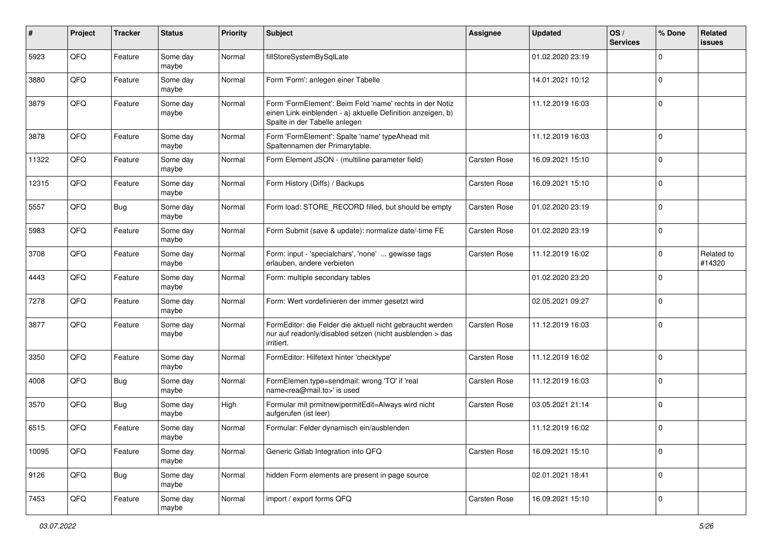| # | Project | Tracker | Status | Priority | Subject | Assignee | Updated | OS / Services | % Done | Related issues |
|---|---|---|---|---|---|---|---|---|---|---|
| 5923 | QFQ | Feature | Some day maybe | Normal | fillStoreSystemBySqlLate | | 01.02.2020 23:19 | | 0 | |
| 3880 | QFQ | Feature | Some day maybe | Normal | Form 'Form': anlegen einer Tabelle | | 14.01.2021 10:12 | | 0 | |
| 3879 | QFQ | Feature | Some day maybe | Normal | Form 'FormElement': Beim Feld 'name' rechts in der Notiz einen Link einblenden - a) aktuelle Definition anzeigen, b) Spalte in der Tabelle anlegen | | 11.12.2019 16:03 | | 0 | |
| 3878 | QFQ | Feature | Some day maybe | Normal | Form 'FormElement': Spalte 'name' typeAhead mit Spaltennamen der Primarytable. | | 11.12.2019 16:03 | | 0 | |
| 11322 | QFQ | Feature | Some day maybe | Normal | Form Element JSON - (multiline parameter field) | Carsten Rose | 16.09.2021 15:10 | | 0 | |
| 12315 | QFQ | Feature | Some day maybe | Normal | Form History (Diffs) / Backups | Carsten Rose | 16.09.2021 15:10 | | 0 | |
| 5557 | QFQ | Bug | Some day maybe | Normal | Form load: STORE_RECORD filled, but should be empty | Carsten Rose | 01.02.2020 23:19 | | 0 | |
| 5983 | QFQ | Feature | Some day maybe | Normal | Form Submit (save & update): normalize date/-time FE | Carsten Rose | 01.02.2020 23:19 | | 0 | |
| 3708 | QFQ | Feature | Some day maybe | Normal | Form: input - 'specialchars', 'none' ... gewisse tags erlauben, andere verbieten | Carsten Rose | 11.12.2019 16:02 | | 0 | Related to #14320 |
| 4443 | QFQ | Feature | Some day maybe | Normal | Form: multiple secondary tables | | 01.02.2020 23:20 | | 0 | |
| 7278 | QFQ | Feature | Some day maybe | Normal | Form: Wert vordefinieren der immer gesetzt wird | | 02.05.2021 09:27 | | 0 | |
| 3877 | QFQ | Feature | Some day maybe | Normal | FormEditor: die Felder die aktuell nicht gebraucht werden nur auf readonly/disabled setzen (nicht ausblenden > das irritiert. | Carsten Rose | 11.12.2019 16:03 | | 0 | |
| 3350 | QFQ | Feature | Some day maybe | Normal | FormEditor: Hilfetext hinter 'checktype' | Carsten Rose | 11.12.2019 16:02 | | 0 | |
| 4008 | QFQ | Bug | Some day maybe | Normal | FormElemen.type=sendmail: wrong 'TO' if 'real name<rea@mail.to>' is used | Carsten Rose | 11.12.2019 16:03 | | 0 | |
| 3570 | QFQ | Bug | Some day maybe | High | Formular mit prmitnew\|permitEdit=Always wird nicht aufgerufen (ist leer) | Carsten Rose | 03.05.2021 21:14 | | 0 | |
| 6515 | QFQ | Feature | Some day maybe | Normal | Formular: Felder dynamisch ein/ausblenden | | 11.12.2019 16:02 | | 0 | |
| 10095 | QFQ | Feature | Some day maybe | Normal | Generic Gitlab Integration into QFQ | Carsten Rose | 16.09.2021 15:10 | | 0 | |
| 9126 | QFQ | Bug | Some day maybe | Normal | hidden Form elements are present in page source | | 02.01.2021 18:41 | | 0 | |
| 7453 | QFQ | Feature | Some day maybe | Normal | import / export forms QFQ | Carsten Rose | 16.09.2021 15:10 | | 0 | |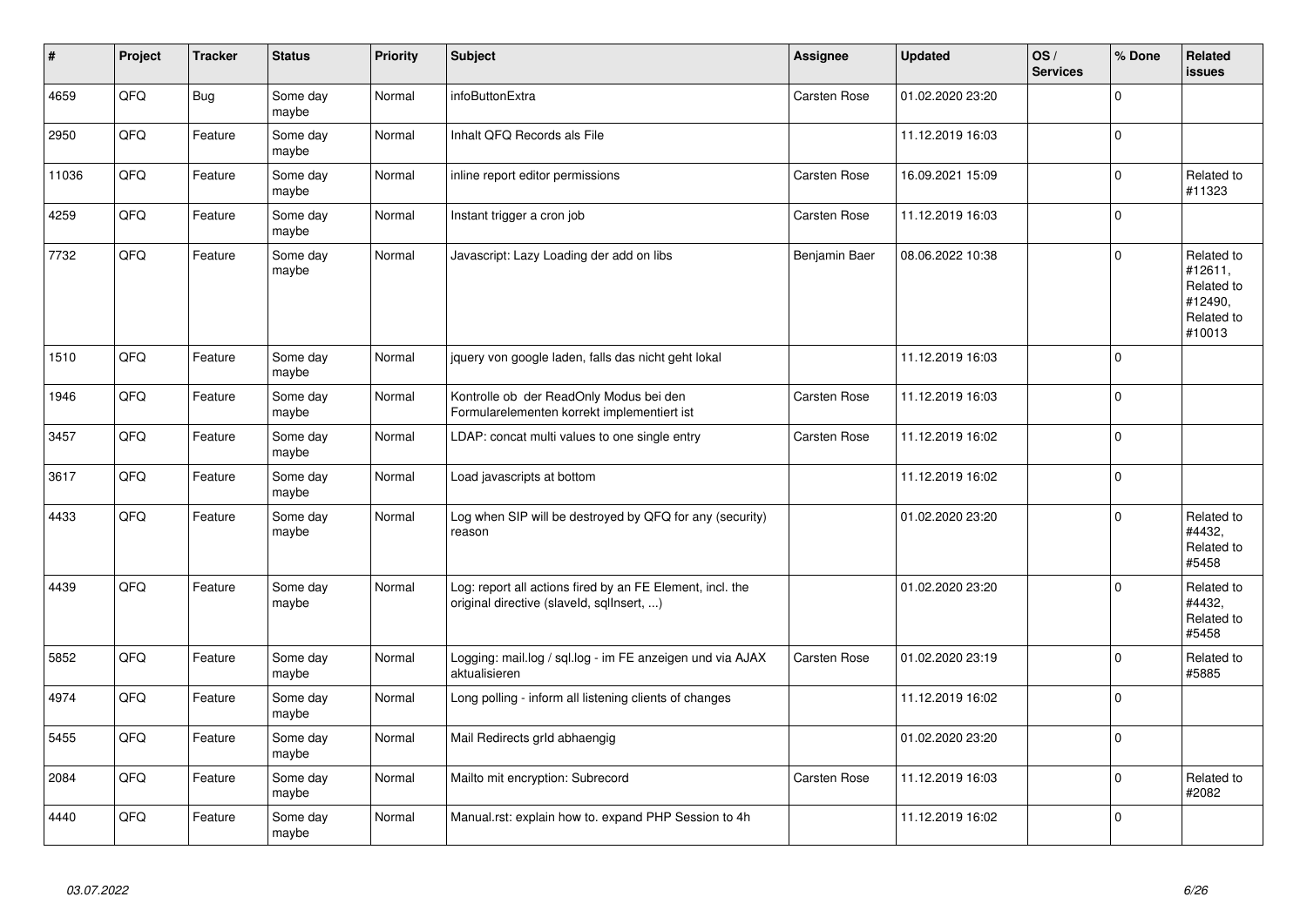| # | Project | Tracker | Status | Priority | Subject | Assignee | Updated | OS / Services | % Done | Related issues |
|---|---|---|---|---|---|---|---|---|---|---|
| 4659 | QFQ | Bug | Some day maybe | Normal | infoButtonExtra | Carsten Rose | 01.02.2020 23:20 | | 0 | |
| 2950 | QFQ | Feature | Some day maybe | Normal | Inhalt QFQ Records als File | | 11.12.2019 16:03 | | 0 | |
| 11036 | QFQ | Feature | Some day maybe | Normal | inline report editor permissions | Carsten Rose | 16.09.2021 15:09 | | 0 | Related to #11323 |
| 4259 | QFQ | Feature | Some day maybe | Normal | Instant trigger a cron job | Carsten Rose | 11.12.2019 16:03 | | 0 | |
| 7732 | QFQ | Feature | Some day maybe | Normal | Javascript: Lazy Loading der add on libs | Benjamin Baer | 08.06.2022 10:38 | | 0 | Related to #12611, Related to #12490, Related to #10013 |
| 1510 | QFQ | Feature | Some day maybe | Normal | jquery von google laden, falls das nicht geht lokal | | 11.12.2019 16:03 | | 0 | |
| 1946 | QFQ | Feature | Some day maybe | Normal | Kontrolle ob der ReadOnly Modus bei den Formularelementen korrekt implementiert ist | Carsten Rose | 11.12.2019 16:03 | | 0 | |
| 3457 | QFQ | Feature | Some day maybe | Normal | LDAP: concat multi values to one single entry | Carsten Rose | 11.12.2019 16:02 | | 0 | |
| 3617 | QFQ | Feature | Some day maybe | Normal | Load javascripts at bottom | | 11.12.2019 16:02 | | 0 | |
| 4433 | QFQ | Feature | Some day maybe | Normal | Log when SIP will be destroyed by QFQ for any (security) reason | | 01.02.2020 23:20 | | 0 | Related to #4432, Related to #5458 |
| 4439 | QFQ | Feature | Some day maybe | Normal | Log: report all actions fired by an FE Element, incl. the original directive (slaveId, sqlInsert, ...) | | 01.02.2020 23:20 | | 0 | Related to #4432, Related to #5458 |
| 5852 | QFQ | Feature | Some day maybe | Normal | Logging: mail.log / sql.log - im FE anzeigen und via AJAX aktualisieren | Carsten Rose | 01.02.2020 23:19 | | 0 | Related to #5885 |
| 4974 | QFQ | Feature | Some day maybe | Normal | Long polling - inform all listening clients of changes | | 11.12.2019 16:02 | | 0 | |
| 5455 | QFQ | Feature | Some day maybe | Normal | Mail Redirects grId abhaengig | | 01.02.2020 23:20 | | 0 | |
| 2084 | QFQ | Feature | Some day maybe | Normal | Mailto mit encryption: Subrecord | Carsten Rose | 11.12.2019 16:03 | | 0 | Related to #2082 |
| 4440 | QFQ | Feature | Some day maybe | Normal | Manual.rst: explain how to. expand PHP Session to 4h | | 11.12.2019 16:02 | | 0 | |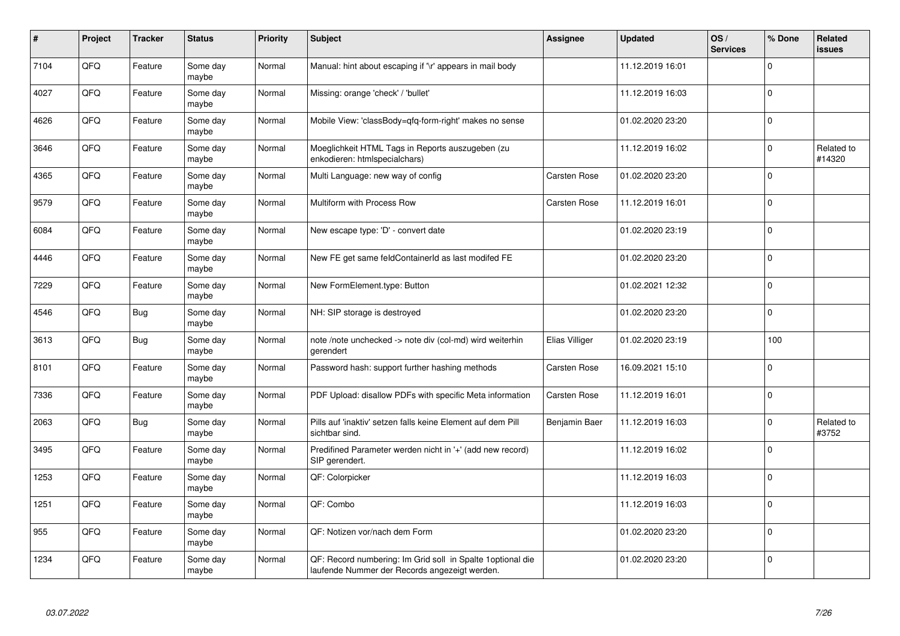| # | Project | Tracker | Status | Priority | Subject | Assignee | Updated | OS / Services | % Done | Related issues |
|---|---|---|---|---|---|---|---|---|---|---|
| 7104 | QFQ | Feature | Some day maybe | Normal | Manual: hint about escaping if '\r' appears in mail body | | 11.12.2019 16:01 | | 0 | |
| 4027 | QFQ | Feature | Some day maybe | Normal | Missing: orange 'check' / 'bullet' | | 11.12.2019 16:03 | | 0 | |
| 4626 | QFQ | Feature | Some day maybe | Normal | Mobile View: 'classBody=qfq-form-right' makes no sense | | 01.02.2020 23:20 | | 0 | |
| 3646 | QFQ | Feature | Some day maybe | Normal | Moeglichkeit HTML Tags in Reports auszugeben (zu enkodieren: htmlspecialchars) | | 11.12.2019 16:02 | | 0 | Related to #14320 |
| 4365 | QFQ | Feature | Some day maybe | Normal | Multi Language: new way of config | Carsten Rose | 01.02.2020 23:20 | | 0 | |
| 9579 | QFQ | Feature | Some day maybe | Normal | Multiform with Process Row | Carsten Rose | 11.12.2019 16:01 | | 0 | |
| 6084 | QFQ | Feature | Some day maybe | Normal | New escape type: 'D' - convert date | | 01.02.2020 23:19 | | 0 | |
| 4446 | QFQ | Feature | Some day maybe | Normal | New FE get same feldContainerId as last modifed FE | | 01.02.2020 23:20 | | 0 | |
| 7229 | QFQ | Feature | Some day maybe | Normal | New FormElement.type: Button | | 01.02.2021 12:32 | | 0 | |
| 4546 | QFQ | Bug | Some day maybe | Normal | NH: SIP storage is destroyed | | 01.02.2020 23:20 | | 0 | |
| 3613 | QFQ | Bug | Some day maybe | Normal | note /note unchecked -> note div (col-md) wird weiterhin gerendert | Elias Villiger | 01.02.2020 23:19 | | 100 | |
| 8101 | QFQ | Feature | Some day maybe | Normal | Password hash: support further hashing methods | Carsten Rose | 16.09.2021 15:10 | | 0 | |
| 7336 | QFQ | Feature | Some day maybe | Normal | PDF Upload: disallow PDFs with specific Meta information | Carsten Rose | 11.12.2019 16:01 | | 0 | |
| 2063 | QFQ | Bug | Some day maybe | Normal | Pills auf 'inaktiv' setzen falls keine Element auf dem Pill sichtbar sind. | Benjamin Baer | 11.12.2019 16:03 | | 0 | Related to #3752 |
| 3495 | QFQ | Feature | Some day maybe | Normal | Predifined Parameter werden nicht in '+' (add new record) SIP gerendert. | | 11.12.2019 16:02 | | 0 | |
| 1253 | QFQ | Feature | Some day maybe | Normal | QF: Colorpicker | | 11.12.2019 16:03 | | 0 | |
| 1251 | QFQ | Feature | Some day maybe | Normal | QF: Combo | | 11.12.2019 16:03 | | 0 | |
| 955 | QFQ | Feature | Some day maybe | Normal | QF: Notizen vor/nach dem Form | | 01.02.2020 23:20 | | 0 | |
| 1234 | QFQ | Feature | Some day maybe | Normal | QF: Record numbering: Im Grid soll in Spalte 1optional die laufende Nummer der Records angezeigt werden. | | 01.02.2020 23:20 | | 0 | |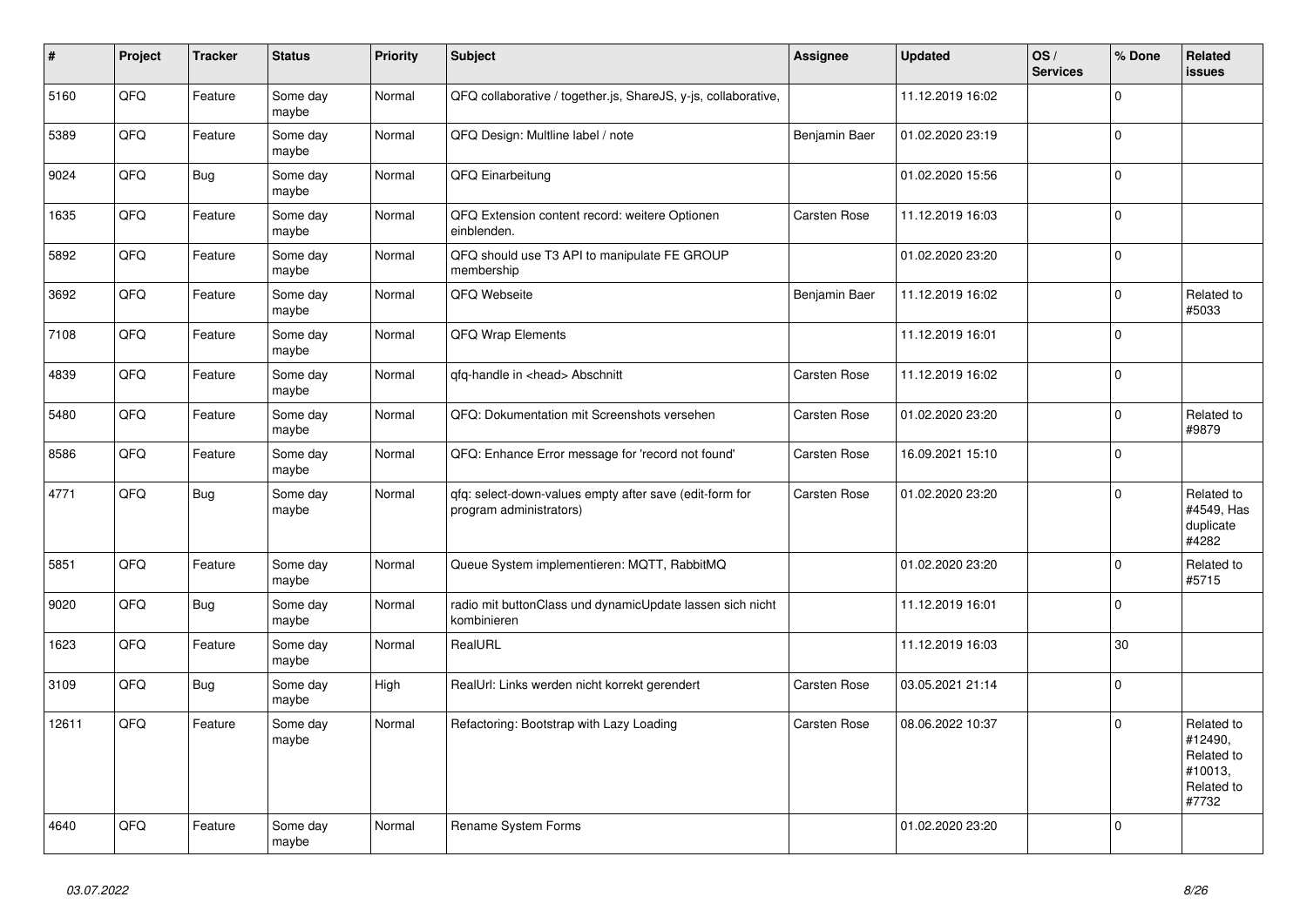| # | Project | Tracker | Status | Priority | Subject | Assignee | Updated | OS / Services | % Done | Related issues |
|---|---|---|---|---|---|---|---|---|---|---|
| 5160 | QFQ | Feature | Some day maybe | Normal | QFQ collaborative / together.js, ShareJS, y-js, collaborative, | | 11.12.2019 16:02 | | 0 | |
| 5389 | QFQ | Feature | Some day maybe | Normal | QFQ Design: Multline label / note | Benjamin Baer | 01.02.2020 23:19 | | 0 | |
| 9024 | QFQ | Bug | Some day maybe | Normal | QFQ Einarbeitung | | 01.02.2020 15:56 | | 0 | |
| 1635 | QFQ | Feature | Some day maybe | Normal | QFQ Extension content record: weitere Optionen einblenden. | Carsten Rose | 11.12.2019 16:03 | | 0 | |
| 5892 | QFQ | Feature | Some day maybe | Normal | QFQ should use T3 API to manipulate FE GROUP membership | | 01.02.2020 23:20 | | 0 | |
| 3692 | QFQ | Feature | Some day maybe | Normal | QFQ Webseite | Benjamin Baer | 11.12.2019 16:02 | | 0 | Related to #5033 |
| 7108 | QFQ | Feature | Some day maybe | Normal | QFQ Wrap Elements | | 11.12.2019 16:01 | | 0 | |
| 4839 | QFQ | Feature | Some day maybe | Normal | qfq-handle in <head> Abschnitt | Carsten Rose | 11.12.2019 16:02 | | 0 | |
| 5480 | QFQ | Feature | Some day maybe | Normal | QFQ: Dokumentation mit Screenshots versehen | Carsten Rose | 01.02.2020 23:20 | | 0 | Related to #9879 |
| 8586 | QFQ | Feature | Some day maybe | Normal | QFQ: Enhance Error message for 'record not found' | Carsten Rose | 16.09.2021 15:10 | | 0 | |
| 4771 | QFQ | Bug | Some day maybe | Normal | qfq: select-down-values empty after save (edit-form for program administrators) | Carsten Rose | 01.02.2020 23:20 | | 0 | Related to #4549, Has duplicate #4282 |
| 5851 | QFQ | Feature | Some day maybe | Normal | Queue System implementieren: MQTT, RabbitMQ | | 01.02.2020 23:20 | | 0 | Related to #5715 |
| 9020 | QFQ | Bug | Some day maybe | Normal | radio mit buttonClass und dynamicUpdate lassen sich nicht kombinieren | | 11.12.2019 16:01 | | 0 | |
| 1623 | QFQ | Feature | Some day maybe | Normal | RealURL | | 11.12.2019 16:03 | | 30 | |
| 3109 | QFQ | Bug | Some day maybe | High | RealUrl: Links werden nicht korrekt gerendert | Carsten Rose | 03.05.2021 21:14 | | 0 | |
| 12611 | QFQ | Feature | Some day maybe | Normal | Refactoring: Bootstrap with Lazy Loading | Carsten Rose | 08.06.2022 10:37 | | 0 | Related to #12490, Related to #10013, Related to #7732 |
| 4640 | QFQ | Feature | Some day maybe | Normal | Rename System Forms | | 01.02.2020 23:20 | | 0 | |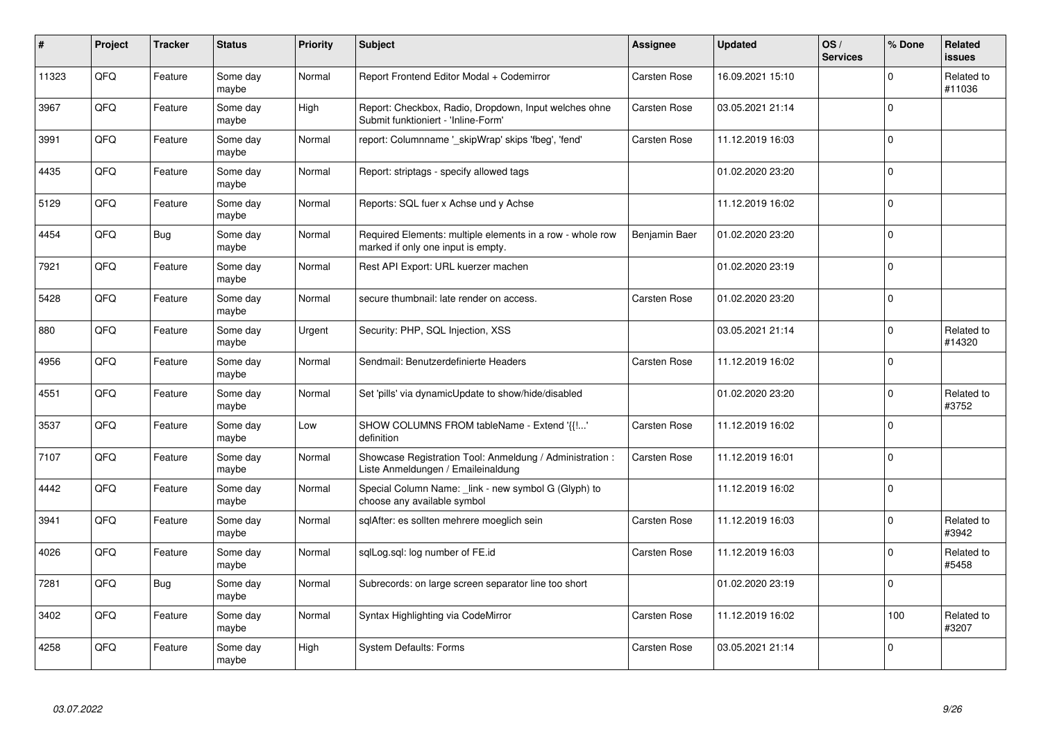| # | Project | Tracker | Status | Priority | Subject | Assignee | Updated | OS / Services | % Done | Related issues |
|---|---|---|---|---|---|---|---|---|---|---|
| 11323 | QFQ | Feature | Some day maybe | Normal | Report Frontend Editor Modal + Codemirror | Carsten Rose | 16.09.2021 15:10 | | 0 | Related to #11036 |
| 3967 | QFQ | Feature | Some day maybe | High | Report: Checkbox, Radio, Dropdown, Input welches ohne Submit funktioniert - 'Inline-Form' | Carsten Rose | 03.05.2021 21:14 | | 0 | |
| 3991 | QFQ | Feature | Some day maybe | Normal | report: Columnname '_skipWrap' skips 'fbeg', 'fend' | Carsten Rose | 11.12.2019 16:03 | | 0 | |
| 4435 | QFQ | Feature | Some day maybe | Normal | Report: striptags - specify allowed tags | | 01.02.2020 23:20 | | 0 | |
| 5129 | QFQ | Feature | Some day maybe | Normal | Reports: SQL fuer x Achse und y Achse | | 11.12.2019 16:02 | | 0 | |
| 4454 | QFQ | Bug | Some day maybe | Normal | Required Elements: multiple elements in a row - whole row marked if only one input is empty. | Benjamin Baer | 01.02.2020 23:20 | | 0 | |
| 7921 | QFQ | Feature | Some day maybe | Normal | Rest API Export: URL kuerzer machen | | 01.02.2020 23:19 | | 0 | |
| 5428 | QFQ | Feature | Some day maybe | Normal | secure thumbnail: late render on access. | Carsten Rose | 01.02.2020 23:20 | | 0 | |
| 880 | QFQ | Feature | Some day maybe | Urgent | Security: PHP, SQL Injection, XSS | | 03.05.2021 21:14 | | 0 | Related to #14320 |
| 4956 | QFQ | Feature | Some day maybe | Normal | Sendmail: Benutzerdefinierte Headers | Carsten Rose | 11.12.2019 16:02 | | 0 | |
| 4551 | QFQ | Feature | Some day maybe | Normal | Set 'pills' via dynamicUpdate to show/hide/disabled | | 01.02.2020 23:20 | | 0 | Related to #3752 |
| 3537 | QFQ | Feature | Some day maybe | Low | SHOW COLUMNS FROM tableName - Extend '{{!...' definition | Carsten Rose | 11.12.2019 16:02 | | 0 | |
| 7107 | QFQ | Feature | Some day maybe | Normal | Showcase Registration Tool: Anmeldung / Administration : Liste Anmeldungen / Emaileinaldung | Carsten Rose | 11.12.2019 16:01 | | 0 | |
| 4442 | QFQ | Feature | Some day maybe | Normal | Special Column Name: _link - new symbol G (Glyph) to choose any available symbol | | 11.12.2019 16:02 | | 0 | |
| 3941 | QFQ | Feature | Some day maybe | Normal | sqlAfter: es sollten mehrere moeglich sein | Carsten Rose | 11.12.2019 16:03 | | 0 | Related to #3942 |
| 4026 | QFQ | Feature | Some day maybe | Normal | sqlLog.sql: log number of FE.id | Carsten Rose | 11.12.2019 16:03 | | 0 | Related to #5458 |
| 7281 | QFQ | Bug | Some day maybe | Normal | Subrecords: on large screen separator line too short | | 01.02.2020 23:19 | | 0 | |
| 3402 | QFQ | Feature | Some day maybe | Normal | Syntax Highlighting via CodeMirror | Carsten Rose | 11.12.2019 16:02 | | 100 | Related to #3207 |
| 4258 | QFQ | Feature | Some day maybe | High | System Defaults: Forms | Carsten Rose | 03.05.2021 21:14 | | 0 | |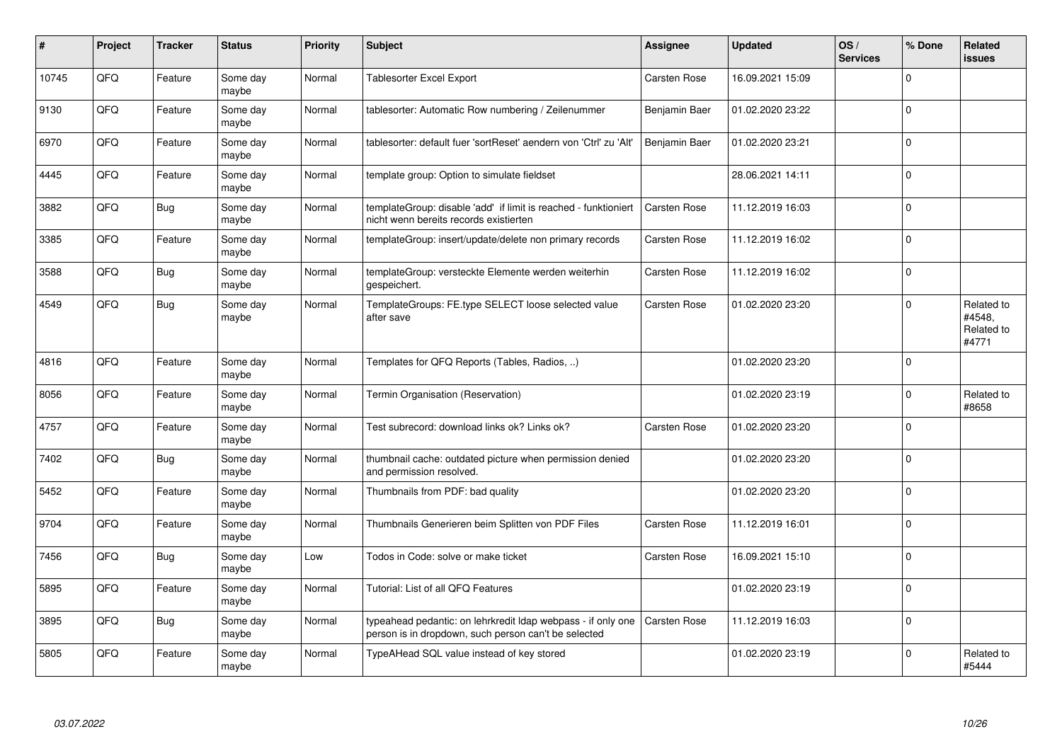| # | Project | Tracker | Status | Priority | Subject | Assignee | Updated | OS / Services | % Done | Related issues |
|---|---|---|---|---|---|---|---|---|---|---|
| 10745 | QFQ | Feature | Some day maybe | Normal | Tablesorter Excel Export | Carsten Rose | 16.09.2021 15:09 | | 0 | |
| 9130 | QFQ | Feature | Some day maybe | Normal | tablesorter: Automatic Row numbering / Zeilenummer | Benjamin Baer | 01.02.2020 23:22 | | 0 | |
| 6970 | QFQ | Feature | Some day maybe | Normal | tablesorter: default fuer 'sortReset' aendern von 'Ctrl' zu 'Alt' | Benjamin Baer | 01.02.2020 23:21 | | 0 | |
| 4445 | QFQ | Feature | Some day maybe | Normal | template group: Option to simulate fieldset | | 28.06.2021 14:11 | | 0 | |
| 3882 | QFQ | Bug | Some day maybe | Normal | templateGroup: disable 'add' if limit is reached - funktioniert nicht wenn bereits records existierten | Carsten Rose | 11.12.2019 16:03 | | 0 | |
| 3385 | QFQ | Feature | Some day maybe | Normal | templateGroup: insert/update/delete non primary records | Carsten Rose | 11.12.2019 16:02 | | 0 | |
| 3588 | QFQ | Bug | Some day maybe | Normal | templateGroup: versteckte Elemente werden weiterhin gespeichert. | Carsten Rose | 11.12.2019 16:02 | | 0 | |
| 4549 | QFQ | Bug | Some day maybe | Normal | TemplateGroups: FE.type SELECT loose selected value after save | Carsten Rose | 01.02.2020 23:20 | | 0 | Related to #4548, Related to #4771 |
| 4816 | QFQ | Feature | Some day maybe | Normal | Templates for QFQ Reports (Tables, Radios, ..) | | 01.02.2020 23:20 | | 0 | |
| 8056 | QFQ | Feature | Some day maybe | Normal | Termin Organisation (Reservation) | | 01.02.2020 23:19 | | 0 | Related to #8658 |
| 4757 | QFQ | Feature | Some day maybe | Normal | Test subrecord: download links ok? Links ok? | Carsten Rose | 01.02.2020 23:20 | | 0 | |
| 7402 | QFQ | Bug | Some day maybe | Normal | thumbnail cache: outdated picture when permission denied and permission resolved. | | 01.02.2020 23:20 | | 0 | |
| 5452 | QFQ | Feature | Some day maybe | Normal | Thumbnails from PDF: bad quality | | 01.02.2020 23:20 | | 0 | |
| 9704 | QFQ | Feature | Some day maybe | Normal | Thumbnails Generieren beim Splitten von PDF Files | Carsten Rose | 11.12.2019 16:01 | | 0 | |
| 7456 | QFQ | Bug | Some day maybe | Low | Todos in Code: solve or make ticket | Carsten Rose | 16.09.2021 15:10 | | 0 | |
| 5895 | QFQ | Feature | Some day maybe | Normal | Tutorial: List of all QFQ Features | | 01.02.2020 23:19 | | 0 | |
| 3895 | QFQ | Bug | Some day maybe | Normal | typeahead pedantic: on lehrkredit ldap webpass - if only one person is in dropdown, such person can't be selected | Carsten Rose | 11.12.2019 16:03 | | 0 | |
| 5805 | QFQ | Feature | Some day maybe | Normal | TypeAHead SQL value instead of key stored | | 01.02.2020 23:19 | | 0 | Related to #5444 |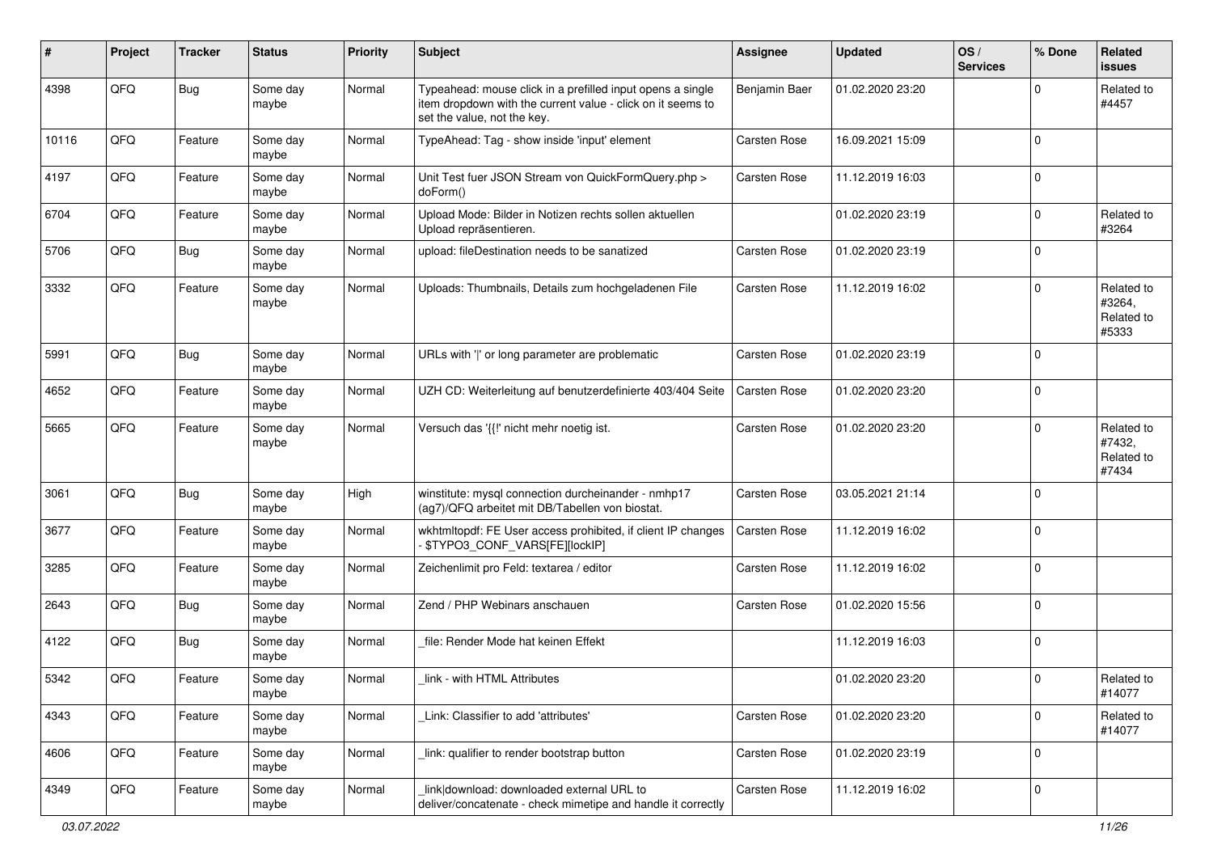| # | Project | Tracker | Status | Priority | Subject | Assignee | Updated | OS / Services | % Done | Related issues |
|---|---|---|---|---|---|---|---|---|---|---|
| 4398 | QFQ | Bug | Some day maybe | Normal | Typeahead: mouse click in a prefilled input opens a single item dropdown with the current value - click on it seems to set the value, not the key. | Benjamin Baer | 01.02.2020 23:20 | | 0 | Related to #4457 |
| 10116 | QFQ | Feature | Some day maybe | Normal | TypeAhead: Tag - show inside 'input' element | Carsten Rose | 16.09.2021 15:09 | | 0 | |
| 4197 | QFQ | Feature | Some day maybe | Normal | Unit Test fuer JSON Stream von QuickFormQuery.php > doForm() | Carsten Rose | 11.12.2019 16:03 | | 0 | |
| 6704 | QFQ | Feature | Some day maybe | Normal | Upload Mode: Bilder in Notizen rechts sollen aktuellen Upload repräsentieren. | | 01.02.2020 23:19 | | 0 | Related to #3264 |
| 5706 | QFQ | Bug | Some day maybe | Normal | upload: fileDestination needs to be sanatized | Carsten Rose | 01.02.2020 23:19 | | 0 | |
| 3332 | QFQ | Feature | Some day maybe | Normal | Uploads: Thumbnails, Details zum hochgeladenen File | Carsten Rose | 11.12.2019 16:02 | | 0 | Related to #3264, Related to #5333 |
| 5991 | QFQ | Bug | Some day maybe | Normal | URLs with ' ' or long parameter are problematic | Carsten Rose | 01.02.2020 23:19 | | 0 | |
| 4652 | QFQ | Feature | Some day maybe | Normal | UZH CD: Weiterleitung auf benutzerdefinierte 403/404 Seite | Carsten Rose | 01.02.2020 23:20 | | 0 | |
| 5665 | QFQ | Feature | Some day maybe | Normal | Versuch das '{{!' nicht mehr noetig ist. | Carsten Rose | 01.02.2020 23:20 | | 0 | Related to #7432, Related to #7434 |
| 3061 | QFQ | Bug | Some day maybe | High | winstitute: mysql connection durcheinander - nmhp17 (ag7)/QFQ arbeitet mit DB/Tabellen von biostat. | Carsten Rose | 03.05.2021 21:14 | | 0 | |
| 3677 | QFQ | Feature | Some day maybe | Normal | wkhtmltopdf: FE User access prohibited, if client IP changes - $TYPO3_CONF_VARS[FE][lockIP] | Carsten Rose | 11.12.2019 16:02 | | 0 | |
| 3285 | QFQ | Feature | Some day maybe | Normal | Zeichenlimit pro Feld: textarea / editor | Carsten Rose | 11.12.2019 16:02 | | 0 | |
| 2643 | QFQ | Bug | Some day maybe | Normal | Zend / PHP Webinars anschauen | Carsten Rose | 01.02.2020 15:56 | | 0 | |
| 4122 | QFQ | Bug | Some day maybe | Normal | _file: Render Mode hat keinen Effekt | | 11.12.2019 16:03 | | 0 | |
| 5342 | QFQ | Feature | Some day maybe | Normal | _link - with HTML Attributes | | 01.02.2020 23:20 | | 0 | Related to #14077 |
| 4343 | QFQ | Feature | Some day maybe | Normal | _Link: Classifier to add 'attributes' | Carsten Rose | 01.02.2020 23:20 | | 0 | Related to #14077 |
| 4606 | QFQ | Feature | Some day maybe | Normal | _link: qualifier to render bootstrap button | Carsten Rose | 01.02.2020 23:19 | | 0 | |
| 4349 | QFQ | Feature | Some day maybe | Normal | _link\|download: downloaded external URL to deliver/concatenate - check mimetipe and handle it correctly | Carsten Rose | 11.12.2019 16:02 | | 0 | |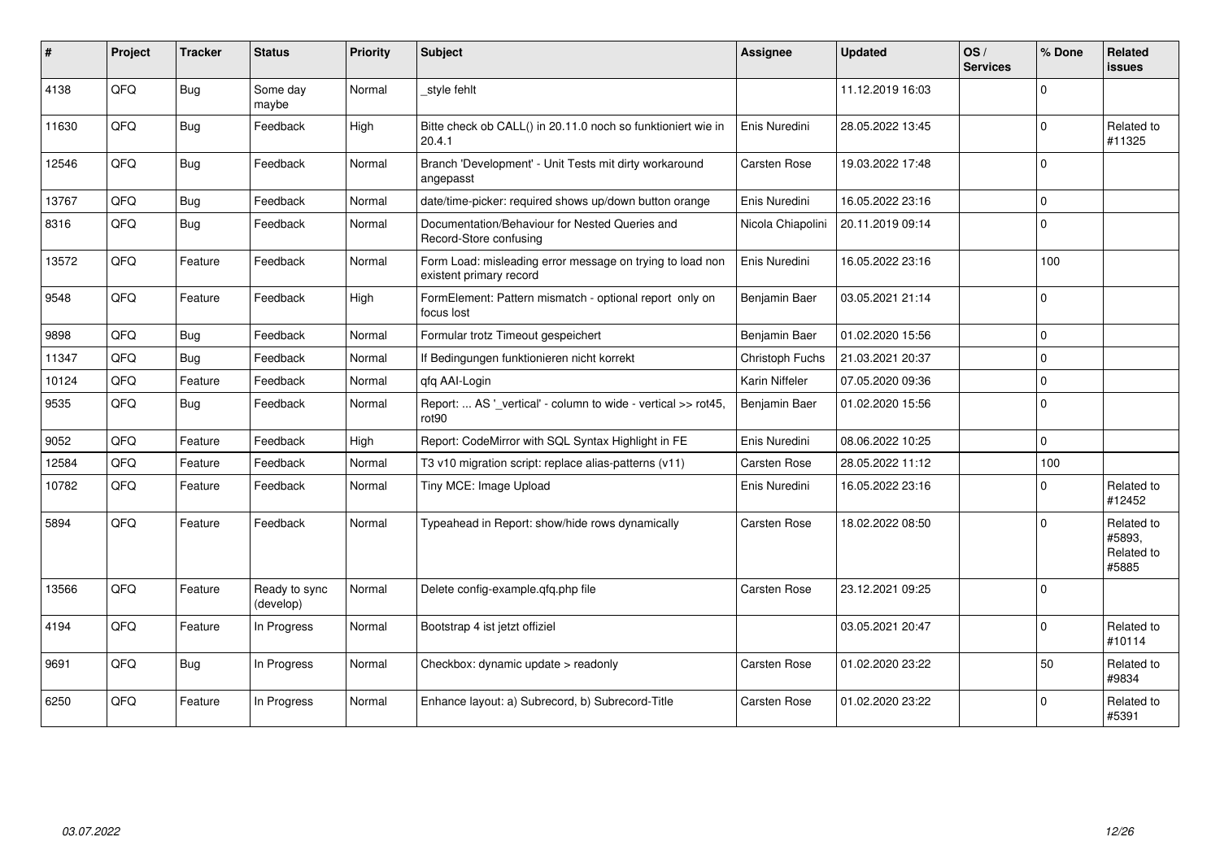| # | Project | Tracker | Status | Priority | Subject | Assignee | Updated | OS / Services | % Done | Related issues |
|---|---|---|---|---|---|---|---|---|---|---|
| 4138 | QFO | Bug | Some day maybe | Normal | _style fehlt | | 11.12.2019 16:03 | | 0 | |
| 11630 | QFO | Bug | Feedback | High | Bitte check ob CALL() in 20.11.0 noch so funktioniert wie in 20.4.1 | Enis Nuredini | 28.05.2022 13:45 | | 0 | Related to #11325 |
| 12546 | QFO | Bug | Feedback | Normal | Branch 'Development' - Unit Tests mit dirty workaround angepasst | Carsten Rose | 19.03.2022 17:48 | | 0 | |
| 13767 | QFO | Bug | Feedback | Normal | date/time-picker: required shows up/down button orange | Enis Nuredini | 16.05.2022 23:16 | | 0 | |
| 8316 | QFO | Bug | Feedback | Normal | Documentation/Behaviour for Nested Queries and Record-Store confusing | Nicola Chiapolini | 20.11.2019 09:14 | | 0 | |
| 13572 | QFO | Feature | Feedback | Normal | Form Load: misleading error message on trying to load non existent primary record | Enis Nuredini | 16.05.2022 23:16 | | 100 | |
| 9548 | QFO | Feature | Feedback | High | FormElement: Pattern mismatch - optional report only on focus lost | Benjamin Baer | 03.05.2021 21:14 | | 0 | |
| 9898 | QFO | Bug | Feedback | Normal | Formular trotz Timeout gespeichert | Benjamin Baer | 01.02.2020 15:56 | | 0 | |
| 11347 | QFO | Bug | Feedback | Normal | If Bedingungen funktionieren nicht korrekt | Christoph Fuchs | 21.03.2021 20:37 | | 0 | |
| 10124 | QFO | Feature | Feedback | Normal | qfq AAI-Login | Karin Niffeler | 07.05.2020 09:36 | | 0 | |
| 9535 | QFO | Bug | Feedback | Normal | Report: ... AS '_vertical' - column to wide - vertical >> rot45, rot90 | Benjamin Baer | 01.02.2020 15:56 | | 0 | |
| 9052 | QFO | Feature | Feedback | High | Report: CodeMirror with SQL Syntax Highlight in FE | Enis Nuredini | 08.06.2022 10:25 | | 0 | |
| 12584 | QFO | Feature | Feedback | Normal | T3 v10 migration script: replace alias-patterns (v11) | Carsten Rose | 28.05.2022 11:12 | | 100 | |
| 10782 | QFO | Feature | Feedback | Normal | Tiny MCE: Image Upload | Enis Nuredini | 16.05.2022 23:16 | | 0 | Related to #12452 |
| 5894 | QFO | Feature | Feedback | Normal | Typeahead in Report: show/hide rows dynamically | Carsten Rose | 18.02.2022 08:50 | | 0 | Related to #5893, Related to #5885 |
| 13566 | QFO | Feature | Ready to sync (develop) | Normal | Delete config-example.qfq.php file | Carsten Rose | 23.12.2021 09:25 | | 0 | |
| 4194 | QFO | Feature | In Progress | Normal | Bootstrap 4 ist jetzt offiziel | | 03.05.2021 20:47 | | 0 | Related to #10114 |
| 9691 | QFO | Bug | In Progress | Normal | Checkbox: dynamic update > readonly | Carsten Rose | 01.02.2020 23:22 | | 50 | Related to #9834 |
| 6250 | QFO | Feature | In Progress | Normal | Enhance layout: a) Subrecord, b) Subrecord-Title | Carsten Rose | 01.02.2020 23:22 | | 0 | Related to #5391 |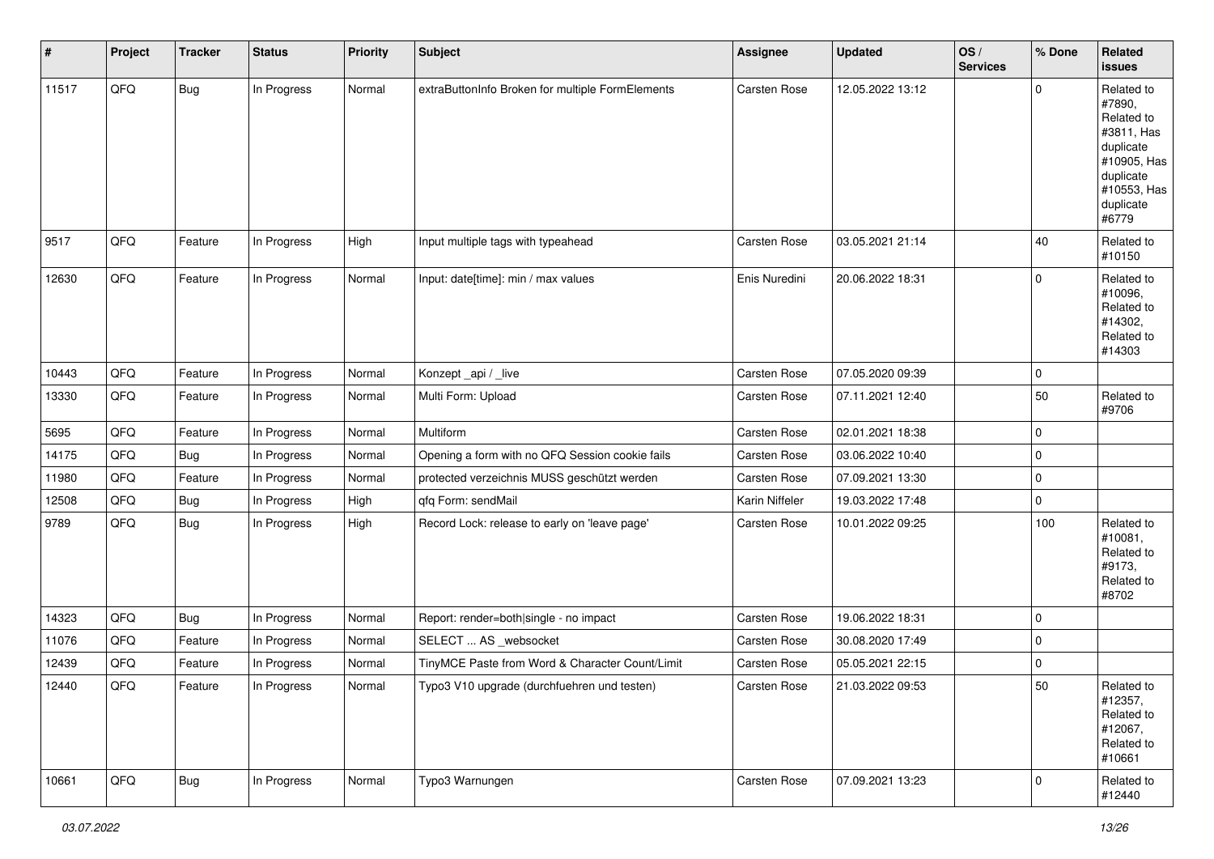| # | Project | Tracker | Status | Priority | Subject | Assignee | Updated | OS / Services | % Done | Related issues |
|---|---|---|---|---|---|---|---|---|---|---|
| 11517 | QFQ | Bug | In Progress | Normal | extraButtonInfo Broken for multiple FormElements | Carsten Rose | 12.05.2022 13:12 | | 0 | Related to #7890, Related to #3811, Has duplicate #10905, Has duplicate #10553, Has duplicate #6779 |
| 9517 | QFQ | Feature | In Progress | High | Input multiple tags with typeahead | Carsten Rose | 03.05.2021 21:14 | | 40 | Related to #10150 |
| 12630 | QFQ | Feature | In Progress | Normal | Input: date[time]: min / max values | Enis Nuredini | 20.06.2022 18:31 | | 0 | Related to #10096, Related to #14302, Related to #14303 |
| 10443 | QFQ | Feature | In Progress | Normal | Konzept _api / _live | Carsten Rose | 07.05.2020 09:39 | | 0 | |
| 13330 | QFQ | Feature | In Progress | Normal | Multi Form: Upload | Carsten Rose | 07.11.2021 12:40 | | 50 | Related to #9706 |
| 5695 | QFQ | Feature | In Progress | Normal | Multiform | Carsten Rose | 02.01.2021 18:38 | | 0 | |
| 14175 | QFQ | Bug | In Progress | Normal | Opening a form with no QFQ Session cookie fails | Carsten Rose | 03.06.2022 10:40 | | 0 | |
| 11980 | QFQ | Feature | In Progress | Normal | protected verzeichnis MUSS geschützt werden | Carsten Rose | 07.09.2021 13:30 | | 0 | |
| 12508 | QFQ | Bug | In Progress | High | qfq Form: sendMail | Karin Niffeler | 19.03.2022 17:48 | | 0 | |
| 9789 | QFQ | Bug | In Progress | High | Record Lock: release to early on 'leave page' | Carsten Rose | 10.01.2022 09:25 | | 100 | Related to #10081, Related to #9173, Related to #8702 |
| 14323 | QFQ | Bug | In Progress | Normal | Report: render=both\|single - no impact | Carsten Rose | 19.06.2022 18:31 | | 0 | |
| 11076 | QFQ | Feature | In Progress | Normal | SELECT ... AS _websocket | Carsten Rose | 30.08.2020 17:49 | | 0 | |
| 12439 | QFQ | Feature | In Progress | Normal | TinyMCE Paste from Word & Character Count/Limit | Carsten Rose | 05.05.2021 22:15 | | 0 | |
| 12440 | QFQ | Feature | In Progress | Normal | Typo3 V10 upgrade (durchfuehren und testen) | Carsten Rose | 21.03.2022 09:53 | | 50 | Related to #12357, Related to #12067, Related to #10661 |
| 10661 | QFQ | Bug | In Progress | Normal | Typo3 Warnungen | Carsten Rose | 07.09.2021 13:23 | | 0 | Related to #12440 |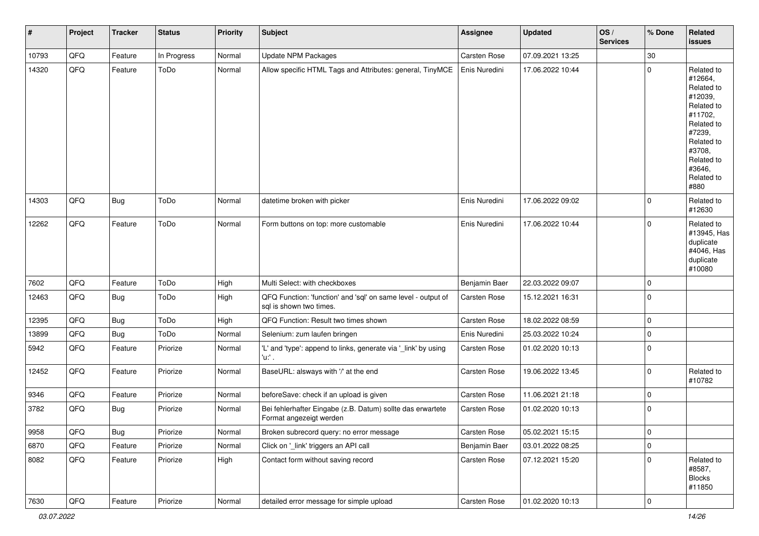| # | Project | Tracker | Status | Priority | Subject | Assignee | Updated | OS / Services | % Done | Related issues |
|---|---|---|---|---|---|---|---|---|---|---|
| 10793 | QFQ | Feature | In Progress | Normal | Update NPM Packages | Carsten Rose | 07.09.2021 13:25 | | 30 | |
| 14320 | QFQ | Feature | ToDo | Normal | Allow specific HTML Tags and Attributes: general, TinyMCE | Enis Nuredini | 17.06.2022 10:44 | | 0 | Related to #12664, Related to #12039, Related to #11702, Related to #7239, Related to #3708, Related to #3646, Related to #880 |
| 14303 | QFQ | Bug | ToDo | Normal | datetime broken with picker | Enis Nuredini | 17.06.2022 09:02 | | 0 | Related to #12630 |
| 12262 | QFQ | Feature | ToDo | Normal | Form buttons on top: more customable | Enis Nuredini | 17.06.2022 10:44 | | 0 | Related to #13945, Has duplicate #4046, Has duplicate #10080 |
| 7602 | QFQ | Feature | ToDo | High | Multi Select: with checkboxes | Benjamin Baer | 22.03.2022 09:07 | | 0 | |
| 12463 | QFQ | Bug | ToDo | High | QFQ Function: 'function' and 'sql' on same level - output of sql is shown two times. | Carsten Rose | 15.12.2021 16:31 | | 0 | |
| 12395 | QFQ | Bug | ToDo | High | QFQ Function: Result two times shown | Carsten Rose | 18.02.2022 08:59 | | 0 | |
| 13899 | QFQ | Bug | ToDo | Normal | Selenium: zum laufen bringen | Enis Nuredini | 25.03.2022 10:24 | | 0 | |
| 5942 | QFQ | Feature | Priorize | Normal | 'L' and 'type': append to links, generate via '_link' by using 'u:' . | Carsten Rose | 01.02.2020 10:13 | | 0 | |
| 12452 | QFQ | Feature | Priorize | Normal | BaseURL: alsways with '/' at the end | Carsten Rose | 19.06.2022 13:45 | | 0 | Related to #10782 |
| 9346 | QFQ | Feature | Priorize | Normal | beforeSave: check if an upload is given | Carsten Rose | 11.06.2021 21:18 | | 0 | |
| 3782 | QFQ | Bug | Priorize | Normal | Bei fehlerhafter Eingabe (z.B. Datum) sollte das erwartete Format angezeigt werden | Carsten Rose | 01.02.2020 10:13 | | 0 | |
| 9958 | QFQ | Bug | Priorize | Normal | Broken subrecord query: no error message | Carsten Rose | 05.02.2021 15:15 | | 0 | |
| 6870 | QFQ | Feature | Priorize | Normal | Click on '_link' triggers an API call | Benjamin Baer | 03.01.2022 08:25 | | 0 | |
| 8082 | QFQ | Feature | Priorize | High | Contact form without saving record | Carsten Rose | 07.12.2021 15:20 | | 0 | Related to #8587, Blocks #11850 |
| 7630 | QFQ | Feature | Priorize | Normal | detailed error message for simple upload | Carsten Rose | 01.02.2020 10:13 | | 0 | |

*03.07.2022*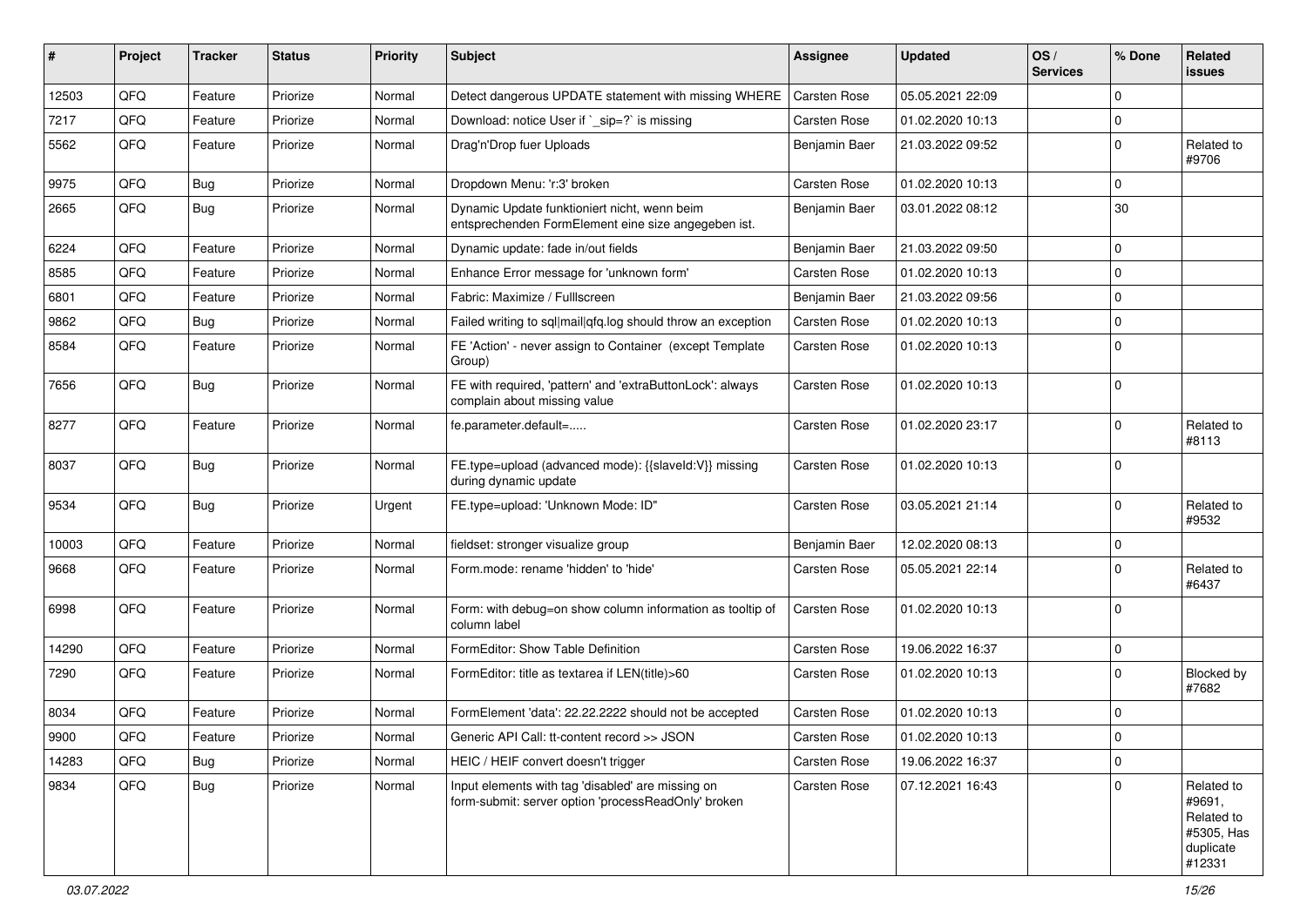| # | Project | Tracker | Status | Priority | Subject | Assignee | Updated | OS / Services | % Done | Related issues |
|---|---|---|---|---|---|---|---|---|---|---|
| 12503 | QFQ | Feature | Priorize | Normal | Detect dangerous UPDATE statement with missing WHERE | Carsten Rose | 05.05.2021 22:09 | | 0 | |
| 7217 | QFQ | Feature | Priorize | Normal | Download: notice User if `_sip=?` is missing | Carsten Rose | 01.02.2020 10:13 | | 0 | |
| 5562 | QFQ | Feature | Priorize | Normal | Drag'n'Drop fuer Uploads | Benjamin Baer | 21.03.2022 09:52 | | 0 | Related to #9706 |
| 9975 | QFQ | Bug | Priorize | Normal | Dropdown Menu: 'r:3' broken | Carsten Rose | 01.02.2020 10:13 | | 0 | |
| 2665 | QFQ | Bug | Priorize | Normal | Dynamic Update funktioniert nicht, wenn beim entsprechenden FormElement eine size angegeben ist. | Benjamin Baer | 03.01.2022 08:12 | | 30 | |
| 6224 | QFQ | Feature | Priorize | Normal | Dynamic update: fade in/out fields | Benjamin Baer | 21.03.2022 09:50 | | 0 | |
| 8585 | QFQ | Feature | Priorize | Normal | Enhance Error message for 'unknown form' | Carsten Rose | 01.02.2020 10:13 | | 0 | |
| 6801 | QFQ | Feature | Priorize | Normal | Fabric: Maximize / FullIscreen | Benjamin Baer | 21.03.2022 09:56 | | 0 | |
| 9862 | QFQ | Bug | Priorize | Normal | Failed writing to sql\|mail\|qfq.log should throw an exception | Carsten Rose | 01.02.2020 10:13 | | 0 | |
| 8584 | QFQ | Feature | Priorize | Normal | FE 'Action' - never assign to Container (except Template Group) | Carsten Rose | 01.02.2020 10:13 | | 0 | |
| 7656 | QFQ | Bug | Priorize | Normal | FE with required, 'pattern' and 'extraButtonLock': always complain about missing value | Carsten Rose | 01.02.2020 10:13 | | 0 | |
| 8277 | QFQ | Feature | Priorize | Normal | fe.parameter.default=..... | Carsten Rose | 01.02.2020 23:17 | | 0 | Related to #8113 |
| 8037 | QFQ | Bug | Priorize | Normal | FE.type=upload (advanced mode): {{slaveId:V}} missing during dynamic update | Carsten Rose | 01.02.2020 10:13 | | 0 | |
| 9534 | QFQ | Bug | Priorize | Urgent | FE.type=upload: 'Unknown Mode: ID" | Carsten Rose | 03.05.2021 21:14 | | 0 | Related to #9532 |
| 10003 | QFQ | Feature | Priorize | Normal | fieldset: stronger visualize group | Benjamin Baer | 12.02.2020 08:13 | | 0 | |
| 9668 | QFQ | Feature | Priorize | Normal | Form.mode: rename 'hidden' to 'hide' | Carsten Rose | 05.05.2021 22:14 | | 0 | Related to #6437 |
| 6998 | QFQ | Feature | Priorize | Normal | Form: with debug=on show column information as tooltip of column label | Carsten Rose | 01.02.2020 10:13 | | 0 | |
| 14290 | QFQ | Feature | Priorize | Normal | FormEditor: Show Table Definition | Carsten Rose | 19.06.2022 16:37 | | 0 | |
| 7290 | QFQ | Feature | Priorize | Normal | FormEditor: title as textarea if LEN(title)>60 | Carsten Rose | 01.02.2020 10:13 | | 0 | Blocked by #7682 |
| 8034 | QFQ | Feature | Priorize | Normal | FormElement 'data': 22.22.2222 should not be accepted | Carsten Rose | 01.02.2020 10:13 | | 0 | |
| 9900 | QFQ | Feature | Priorize | Normal | Generic API Call: tt-content record >> JSON | Carsten Rose | 01.02.2020 10:13 | | 0 | |
| 14283 | QFQ | Bug | Priorize | Normal | HEIC / HEIF convert doesn't trigger | Carsten Rose | 19.06.2022 16:37 | | 0 | |
| 9834 | QFQ | Bug | Priorize | Normal | Input elements with tag 'disabled' are missing on form-submit: server option 'processReadOnly' broken | Carsten Rose | 07.12.2021 16:43 | | 0 | Related to #9691, Related to #5305, Has duplicate #12331 |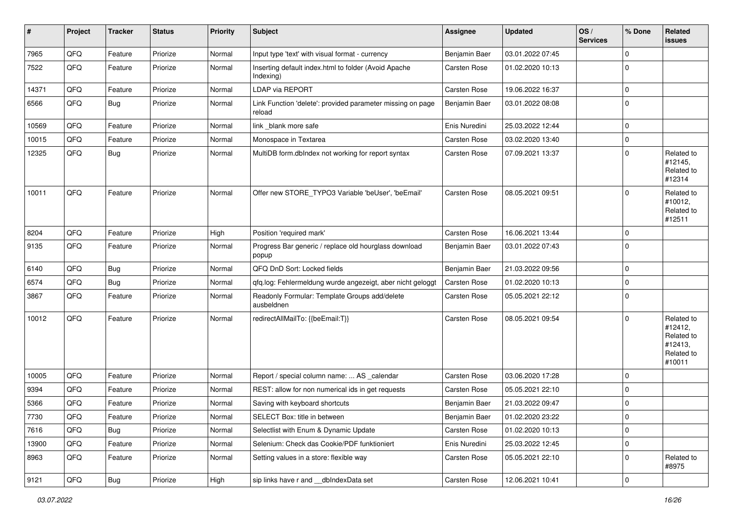| # | Project | Tracker | Status | Priority | Subject | Assignee | Updated | OS / Services | % Done | Related issues |
|---|---|---|---|---|---|---|---|---|---|---|
| 7965 | QFQ | Feature | Priorize | Normal | Input type 'text' with visual format - currency | Benjamin Baer | 03.01.2022 07:45 | | 0 | |
| 7522 | QFQ | Feature | Priorize | Normal | Inserting default index.html to folder (Avoid Apache Indexing) | Carsten Rose | 01.02.2020 10:13 | | 0 | |
| 14371 | QFQ | Feature | Priorize | Normal | LDAP via REPORT | Carsten Rose | 19.06.2022 16:37 | | 0 | |
| 6566 | QFQ | Bug | Priorize | Normal | Link Function 'delete': provided parameter missing on page reload | Benjamin Baer | 03.01.2022 08:08 | | 0 | |
| 10569 | QFQ | Feature | Priorize | Normal | link _blank more safe | Enis Nuredini | 25.03.2022 12:44 | | 0 | |
| 10015 | QFQ | Feature | Priorize | Normal | Monospace in Textarea | Carsten Rose | 03.02.2020 13:40 | | 0 | |
| 12325 | QFQ | Bug | Priorize | Normal | MultiDB form.dbIndex not working for report syntax | Carsten Rose | 07.09.2021 13:37 | | 0 | Related to #12145, Related to #12314 |
| 10011 | QFQ | Feature | Priorize | Normal | Offer new STORE_TYPO3 Variable 'beUser', 'beEmail' | Carsten Rose | 08.05.2021 09:51 | | 0 | Related to #10012, Related to #12511 |
| 8204 | QFQ | Feature | Priorize | High | Position 'required mark' | Carsten Rose | 16.06.2021 13:44 | | 0 | |
| 9135 | QFQ | Feature | Priorize | Normal | Progress Bar generic / replace old hourglass download popup | Benjamin Baer | 03.01.2022 07:43 | | 0 | |
| 6140 | QFQ | Bug | Priorize | Normal | QFQ DnD Sort: Locked fields | Benjamin Baer | 21.03.2022 09:56 | | 0 | |
| 6574 | QFQ | Bug | Priorize | Normal | qfq.log: Fehlermeldung wurde angezeigt, aber nicht geloggt | Carsten Rose | 01.02.2020 10:13 | | 0 | |
| 3867 | QFQ | Feature | Priorize | Normal | Readonly Formular: Template Groups add/delete ausbeldnen | Carsten Rose | 05.05.2021 22:12 | | 0 | |
| 10012 | QFQ | Feature | Priorize | Normal | redirectAllMailTo: {{beEmail:T}} | Carsten Rose | 08.05.2021 09:54 | | 0 | Related to #12412, Related to #12413, Related to #10011 |
| 10005 | QFQ | Feature | Priorize | Normal | Report / special column name: ... AS _calendar | Carsten Rose | 03.06.2020 17:28 | | 0 | |
| 9394 | QFQ | Feature | Priorize | Normal | REST: allow for non numerical ids in get requests | Carsten Rose | 05.05.2021 22:10 | | 0 | |
| 5366 | QFQ | Feature | Priorize | Normal | Saving with keyboard shortcuts | Benjamin Baer | 21.03.2022 09:47 | | 0 | |
| 7730 | QFQ | Feature | Priorize | Normal | SELECT Box: title in between | Benjamin Baer | 01.02.2020 23:22 | | 0 | |
| 7616 | QFQ | Bug | Priorize | Normal | Selectlist with Enum & Dynamic Update | Carsten Rose | 01.02.2020 10:13 | | 0 | |
| 13900 | QFQ | Feature | Priorize | Normal | Selenium: Check das Cookie/PDF funktioniert | Enis Nuredini | 25.03.2022 12:45 | | 0 | |
| 8963 | QFQ | Feature | Priorize | Normal | Setting values in a store: flexible way | Carsten Rose | 05.05.2021 22:10 | | 0 | Related to #8975 |
| 9121 | QFQ | Bug | Priorize | High | sip links have r and __dbIndexData set | Carsten Rose | 12.06.2021 10:41 | | 0 | |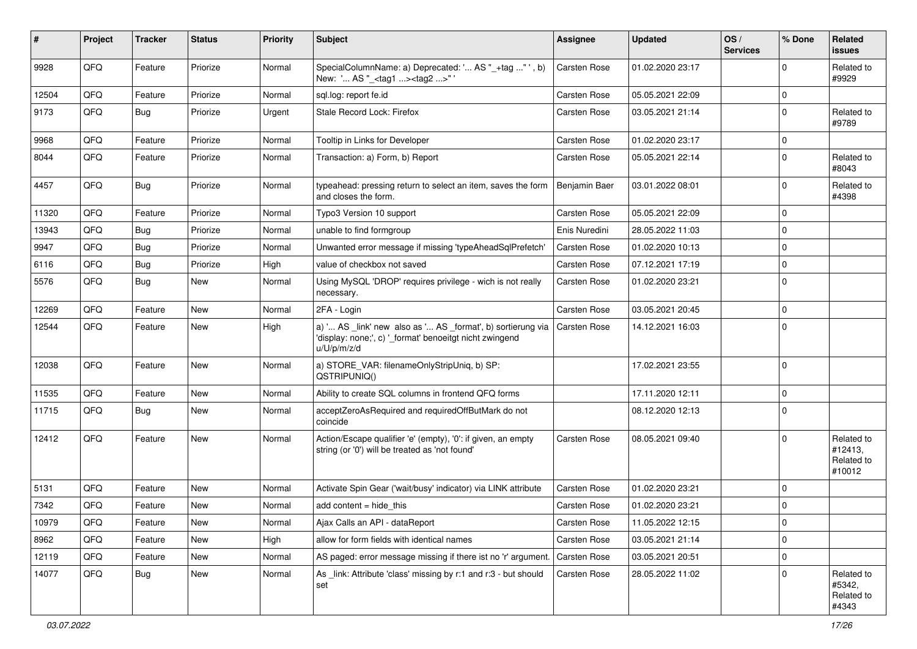| # | Project | Tracker | Status | Priority | Subject | Assignee | Updated | OS / Services | % Done | Related issues |
|---|---|---|---|---|---|---|---|---|---|---|
| 9928 | QFQ | Feature | Priorize | Normal | SpecialColumnName: a) Deprecated: '... AS "_+tag ..." ', b) New: '... AS "_<tag1 ...><tag2 ...>" ' | Carsten Rose | 01.02.2020 23:17 | | 0 | Related to #9929 |
| 12504 | QFQ | Feature | Priorize | Normal | sql.log: report fe.id | Carsten Rose | 05.05.2021 22:09 | | 0 | |
| 9173 | QFQ | Bug | Priorize | Urgent | Stale Record Lock: Firefox | Carsten Rose | 03.05.2021 21:14 | | 0 | Related to #9789 |
| 9968 | QFQ | Feature | Priorize | Normal | Tooltip in Links for Developer | Carsten Rose | 01.02.2020 23:17 | | 0 | |
| 8044 | QFQ | Feature | Priorize | Normal | Transaction: a) Form, b) Report | Carsten Rose | 05.05.2021 22:14 | | 0 | Related to #8043 |
| 4457 | QFQ | Bug | Priorize | Normal | typeahead: pressing return to select an item, saves the form and closes the form. | Benjamin Baer | 03.01.2022 08:01 | | 0 | Related to #4398 |
| 11320 | QFQ | Feature | Priorize | Normal | Typo3 Version 10 support | Carsten Rose | 05.05.2021 22:09 | | 0 | |
| 13943 | QFQ | Bug | Priorize | Normal | unable to find formgroup | Enis Nuredini | 28.05.2022 11:03 | | 0 | |
| 9947 | QFQ | Bug | Priorize | Normal | Unwanted error message if missing 'typeAheadSqlPrefetch' | Carsten Rose | 01.02.2020 10:13 | | 0 | |
| 6116 | QFQ | Bug | Priorize | High | value of checkbox not saved | Carsten Rose | 07.12.2021 17:19 | | 0 | |
| 5576 | QFQ | Bug | New | Normal | Using MySQL 'DROP' requires privilege - wich is not really necessary. | Carsten Rose | 01.02.2020 23:21 | | 0 | |
| 12269 | QFQ | Feature | New | Normal | 2FA - Login | Carsten Rose | 03.05.2021 20:45 | | 0 | |
| 12544 | QFQ | Feature | New | High | a) '... AS _link' new also as '... AS _format', b) sortierung via 'display: none;', c) '_format' benoeitgt nicht zwingend u/U/p/m/z/d | Carsten Rose | 14.12.2021 16:03 | | 0 | |
| 12038 | QFQ | Feature | New | Normal | a) STORE_VAR: filenameOnlyStripUniq, b) SP: QSTRIPUNIQ() | | 17.02.2021 23:55 | | 0 | |
| 11535 | QFQ | Feature | New | Normal | Ability to create SQL columns in frontend QFQ forms | | 17.11.2020 12:11 | | 0 | |
| 11715 | QFQ | Bug | New | Normal | acceptZeroAsRequired and requiredOffButMark do not coincide | | 08.12.2020 12:13 | | 0 | |
| 12412 | QFQ | Feature | New | Normal | Action/Escape qualifier 'e' (empty), '0': if given, an empty string (or '0') will be treated as 'not found' | Carsten Rose | 08.05.2021 09:40 | | 0 | Related to #12413, Related to #10012 |
| 5131 | QFQ | Feature | New | Normal | Activate Spin Gear ('wait/busy' indicator) via LINK attribute | Carsten Rose | 01.02.2020 23:21 | | 0 | |
| 7342 | QFQ | Feature | New | Normal | add content = hide_this | Carsten Rose | 01.02.2020 23:21 | | 0 | |
| 10979 | QFQ | Feature | New | Normal | Ajax Calls an API - dataReport | Carsten Rose | 11.05.2022 12:15 | | 0 | |
| 8962 | QFQ | Feature | New | High | allow for form fields with identical names | Carsten Rose | 03.05.2021 21:14 | | 0 | |
| 12119 | QFQ | Feature | New | Normal | AS paged: error message missing if there ist no 'r' argument. | Carsten Rose | 03.05.2021 20:51 | | 0 | |
| 14077 | QFQ | Bug | New | Normal | As _link: Attribute 'class' missing by r:1 and r:3 - but should set | Carsten Rose | 28.05.2022 11:02 | | 0 | Related to #5342, Related to #4343 |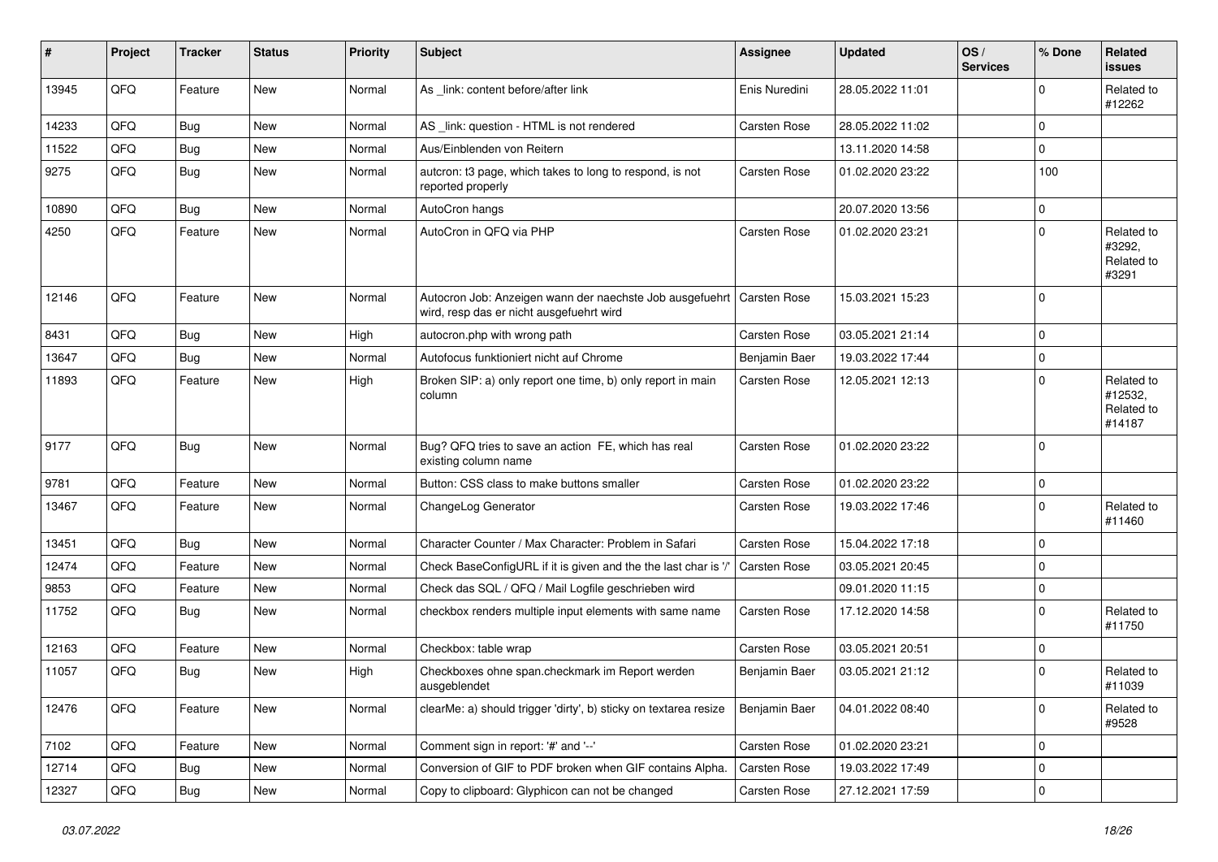| # | Project | Tracker | Status | Priority | Subject | Assignee | Updated | OS / Services | % Done | Related issues |
|---|---|---|---|---|---|---|---|---|---|---|
| 13945 | QFQ | Feature | New | Normal | As _link: content before/after link | Enis Nuredini | 28.05.2022 11:01 | | 0 | Related to #12262 |
| 14233 | QFQ | Bug | New | Normal | AS _link: question - HTML is not rendered | Carsten Rose | 28.05.2022 11:02 | | 0 | |
| 11522 | QFQ | Bug | New | Normal | Aus/Einblenden von Reitern | | 13.11.2020 14:58 | | 0 | |
| 9275 | QFQ | Bug | New | Normal | autcron: t3 page, which takes to long to respond, is not reported properly | Carsten Rose | 01.02.2020 23:22 | | 100 | |
| 10890 | QFQ | Bug | New | Normal | AutoCron hangs | | 20.07.2020 13:56 | | 0 | |
| 4250 | QFQ | Feature | New | Normal | AutoCron in QFQ via PHP | Carsten Rose | 01.02.2020 23:21 | | 0 | Related to #3292, Related to #3291 |
| 12146 | QFQ | Feature | New | Normal | Autocron Job: Anzeigen wann der naechste Job ausgefuehrt wird, resp das er nicht ausgefuehrt wird | Carsten Rose | 15.03.2021 15:23 | | 0 | |
| 8431 | QFQ | Bug | New | High | autocron.php with wrong path | Carsten Rose | 03.05.2021 21:14 | | 0 | |
| 13647 | QFQ | Bug | New | Normal | Autofocus funktioniert nicht auf Chrome | Benjamin Baer | 19.03.2022 17:44 | | 0 | |
| 11893 | QFQ | Feature | New | High | Broken SIP: a) only report one time, b) only report in main column | Carsten Rose | 12.05.2021 12:13 | | 0 | Related to #12532, Related to #14187 |
| 9177 | QFQ | Bug | New | Normal | Bug? QFQ tries to save an action FE, which has real existing column name | Carsten Rose | 01.02.2020 23:22 | | 0 | |
| 9781 | QFQ | Feature | New | Normal | Button: CSS class to make buttons smaller | Carsten Rose | 01.02.2020 23:22 | | 0 | |
| 13467 | QFQ | Feature | New | Normal | ChangeLog Generator | Carsten Rose | 19.03.2022 17:46 | | 0 | Related to #11460 |
| 13451 | QFQ | Bug | New | Normal | Character Counter / Max Character: Problem in Safari | Carsten Rose | 15.04.2022 17:18 | | 0 | |
| 12474 | QFQ | Feature | New | Normal | Check BaseConfigURL if it is given and the the last char is '/' | Carsten Rose | 03.05.2021 20:45 | | 0 | |
| 9853 | QFQ | Feature | New | Normal | Check das SQL / QFQ / Mail Logfile geschrieben wird | | 09.01.2020 11:15 | | 0 | |
| 11752 | QFQ | Bug | New | Normal | checkbox renders multiple input elements with same name | Carsten Rose | 17.12.2020 14:58 | | 0 | Related to #11750 |
| 12163 | QFQ | Feature | New | Normal | Checkbox: table wrap | Carsten Rose | 03.05.2021 20:51 | | 0 | |
| 11057 | QFQ | Bug | New | High | Checkboxes ohne span.checkmark im Report werden ausgeblendet | Benjamin Baer | 03.05.2021 21:12 | | 0 | Related to #11039 |
| 12476 | QFQ | Feature | New | Normal | clearMe: a) should trigger 'dirty', b) sticky on textarea resize | Benjamin Baer | 04.01.2022 08:40 | | 0 | Related to #9528 |
| 7102 | QFQ | Feature | New | Normal | Comment sign in report: '#' and '--' | Carsten Rose | 01.02.2020 23:21 | | 0 | |
| 12714 | QFQ | Bug | New | Normal | Conversion of GIF to PDF broken when GIF contains Alpha. | Carsten Rose | 19.03.2022 17:49 | | 0 | |
| 12327 | QFQ | Bug | New | Normal | Copy to clipboard: Glyphicon can not be changed | Carsten Rose | 27.12.2021 17:59 | | 0 | |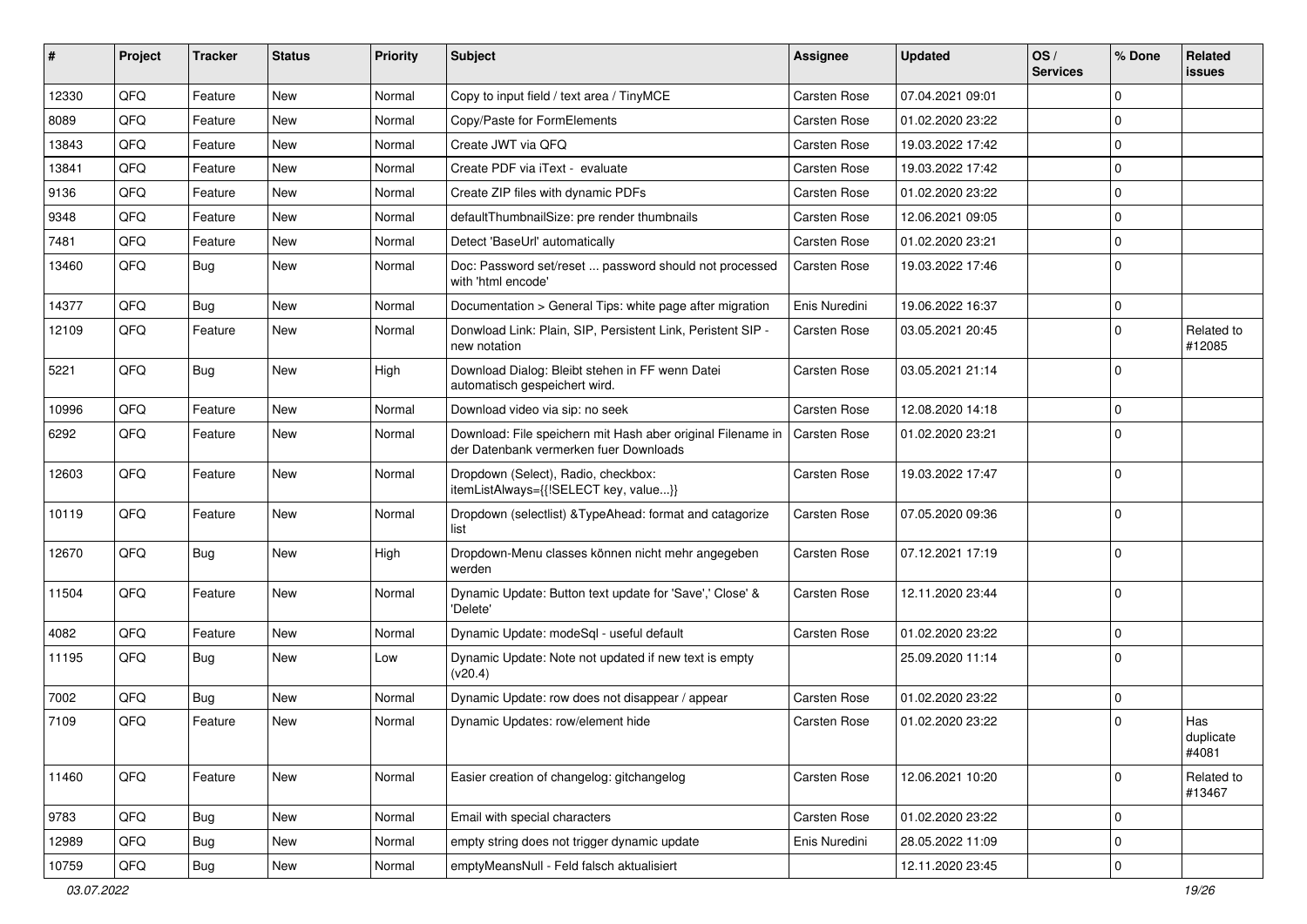| # | Project | Tracker | Status | Priority | Subject | Assignee | Updated | OS / Services | % Done | Related issues |
|---|---|---|---|---|---|---|---|---|---|---|
| 12330 | QFQ | Feature | New | Normal | Copy to input field / text area / TinyMCE | Carsten Rose | 07.04.2021 09:01 | | 0 | |
| 8089 | QFQ | Feature | New | Normal | Copy/Paste for FormElements | Carsten Rose | 01.02.2020 23:22 | | 0 | |
| 13843 | QFQ | Feature | New | Normal | Create JWT via QFQ | Carsten Rose | 19.03.2022 17:42 | | 0 | |
| 13841 | QFQ | Feature | New | Normal | Create PDF via iText - evaluate | Carsten Rose | 19.03.2022 17:42 | | 0 | |
| 9136 | QFQ | Feature | New | Normal | Create ZIP files with dynamic PDFs | Carsten Rose | 01.02.2020 23:22 | | 0 | |
| 9348 | QFQ | Feature | New | Normal | defaultThumbnailSize: pre render thumbnails | Carsten Rose | 12.06.2021 09:05 | | 0 | |
| 7481 | QFQ | Feature | New | Normal | Detect 'BaseUrl' automatically | Carsten Rose | 01.02.2020 23:21 | | 0 | |
| 13460 | QFQ | Bug | New | Normal | Doc: Password set/reset ... password should not processed with 'html encode' | Carsten Rose | 19.03.2022 17:46 | | 0 | |
| 14377 | QFQ | Bug | New | Normal | Documentation > General Tips: white page after migration | Enis Nuredini | 19.06.2022 16:37 | | 0 | |
| 12109 | QFQ | Feature | New | Normal | Donwload Link: Plain, SIP, Persistent Link, Peristent SIP - new notation | Carsten Rose | 03.05.2021 20:45 | | 0 | Related to #12085 |
| 5221 | QFQ | Bug | New | High | Download Dialog: Bleibt stehen in FF wenn Datei automatisch gespeichert wird. | Carsten Rose | 03.05.2021 21:14 | | 0 | |
| 10996 | QFQ | Feature | New | Normal | Download video via sip: no seek | Carsten Rose | 12.08.2020 14:18 | | 0 | |
| 6292 | QFQ | Feature | New | Normal | Download: File speichern mit Hash aber original Filename in der Datenbank vermerken fuer Downloads | Carsten Rose | 01.02.2020 23:21 | | 0 | |
| 12603 | QFQ | Feature | New | Normal | Dropdown (Select), Radio, checkbox: itemListAlways={{!SELECT key, value...}} | Carsten Rose | 19.03.2022 17:47 | | 0 | |
| 10119 | QFQ | Feature | New | Normal | Dropdown (selectlist) &TypeAhead: format and catagorize list | Carsten Rose | 07.05.2020 09:36 | | 0 | |
| 12670 | QFQ | Bug | New | High | Dropdown-Menu classes können nicht mehr angegeben werden | Carsten Rose | 07.12.2021 17:19 | | 0 | |
| 11504 | QFQ | Feature | New | Normal | Dynamic Update: Button text update for 'Save',' Close' & 'Delete' | Carsten Rose | 12.11.2020 23:44 | | 0 | |
| 4082 | QFQ | Feature | New | Normal | Dynamic Update: modeSql - useful default | Carsten Rose | 01.02.2020 23:22 | | 0 | |
| 11195 | QFQ | Bug | New | Low | Dynamic Update: Note not updated if new text is empty (v20.4) | | 25.09.2020 11:14 | | 0 | |
| 7002 | QFQ | Bug | New | Normal | Dynamic Update: row does not disappear / appear | Carsten Rose | 01.02.2020 23:22 | | 0 | |
| 7109 | QFQ | Feature | New | Normal | Dynamic Updates: row/element hide | Carsten Rose | 01.02.2020 23:22 | | 0 | Has duplicate #4081 |
| 11460 | QFQ | Feature | New | Normal | Easier creation of changelog: gitchangelog | Carsten Rose | 12.06.2021 10:20 | | 0 | Related to #13467 |
| 9783 | QFQ | Bug | New | Normal | Email with special characters | Carsten Rose | 01.02.2020 23:22 | | 0 | |
| 12989 | QFQ | Bug | New | Normal | empty string does not trigger dynamic update | Enis Nuredini | 28.05.2022 11:09 | | 0 | |
| 10759 | QFQ | Bug | New | Normal | emptyMeansNull - Feld falsch aktualisiert | | 12.11.2020 23:45 | | 0 | |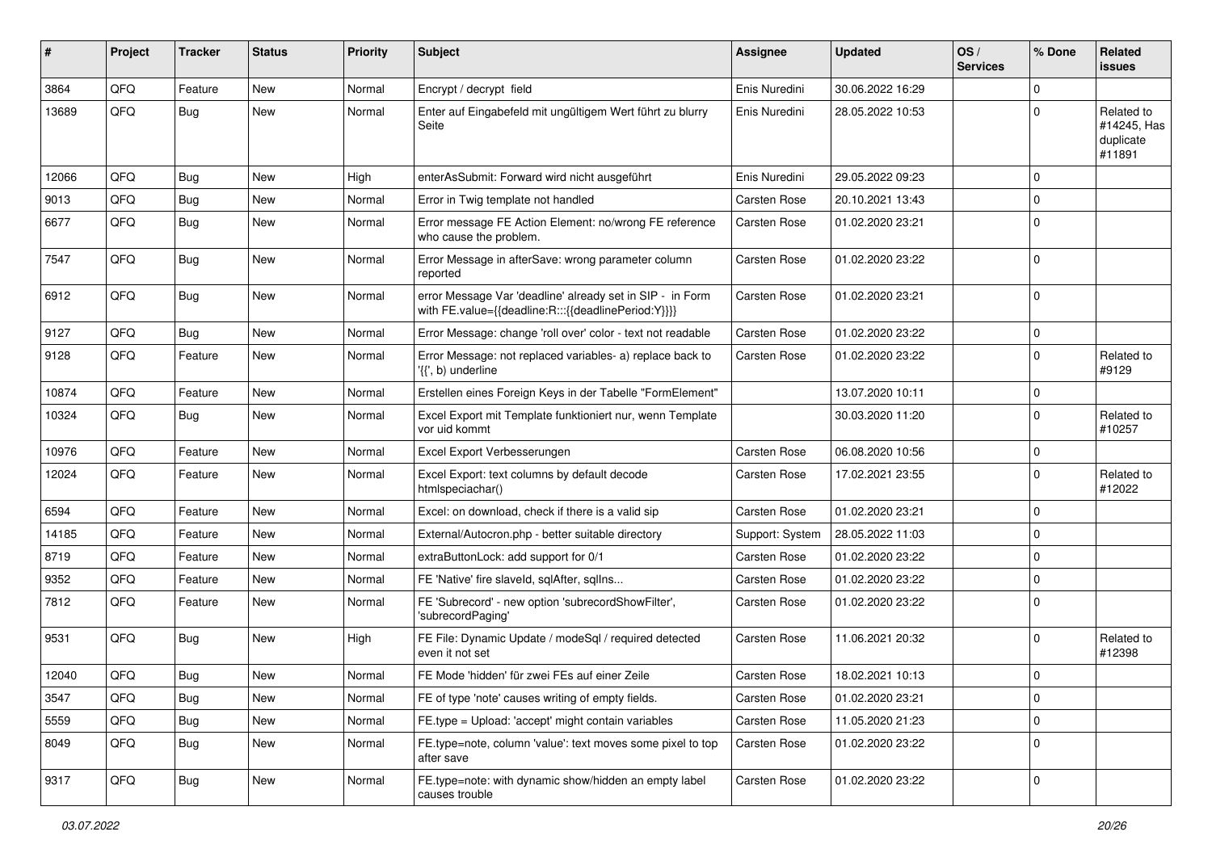| # | Project | Tracker | Status | Priority | Subject | Assignee | Updated | OS / Services | % Done | Related issues |
|---|---|---|---|---|---|---|---|---|---|---|
| 3864 | QFQ | Feature | New | Normal | Encrypt / decrypt field | Enis Nuredini | 30.06.2022 16:29 | | 0 | |
| 13689 | QFQ | Bug | New | Normal | Enter auf Eingabefeld mit ungültigem Wert führt zu blurry Seite | Enis Nuredini | 28.05.2022 10:53 | | 0 | Related to #14245, Has duplicate #11891 |
| 12066 | QFQ | Bug | New | High | enterAsSubmit: Forward wird nicht ausgeführt | Enis Nuredini | 29.05.2022 09:23 | | 0 | |
| 9013 | QFQ | Bug | New | Normal | Error in Twig template not handled | Carsten Rose | 20.10.2021 13:43 | | 0 | |
| 6677 | QFQ | Bug | New | Normal | Error message FE Action Element: no/wrong FE reference who cause the problem. | Carsten Rose | 01.02.2020 23:21 | | 0 | |
| 7547 | QFQ | Bug | New | Normal | Error Message in afterSave: wrong parameter column reported | Carsten Rose | 01.02.2020 23:22 | | 0 | |
| 6912 | QFQ | Bug | New | Normal | error Message Var 'deadline' already set in SIP - in Form with FE.value={{deadline:R:::{{deadlinePeriod:Y}}}} | Carsten Rose | 01.02.2020 23:21 | | 0 | |
| 9127 | QFQ | Bug | New | Normal | Error Message: change 'roll over' color - text not readable | Carsten Rose | 01.02.2020 23:22 | | 0 | |
| 9128 | QFQ | Feature | New | Normal | Error Message: not replaced variables- a) replace back to '{{', b) underline | Carsten Rose | 01.02.2020 23:22 | | 0 | Related to #9129 |
| 10874 | QFQ | Feature | New | Normal | Erstellen eines Foreign Keys in der Tabelle "FormElement" | | 13.07.2020 10:11 | | 0 | |
| 10324 | QFQ | Bug | New | Normal | Excel Export mit Template funktioniert nur, wenn Template vor uid kommt | | 30.03.2020 11:20 | | 0 | Related to #10257 |
| 10976 | QFQ | Feature | New | Normal | Excel Export Verbesserungen | Carsten Rose | 06.08.2020 10:56 | | 0 | |
| 12024 | QFQ | Feature | New | Normal | Excel Export: text columns by default decode htmlspeciachar() | Carsten Rose | 17.02.2021 23:55 | | 0 | Related to #12022 |
| 6594 | QFQ | Feature | New | Normal | Excel: on download, check if there is a valid sip | Carsten Rose | 01.02.2020 23:21 | | 0 | |
| 14185 | QFQ | Feature | New | Normal | External/Autocron.php - better suitable directory | Support: System | 28.05.2022 11:03 | | 0 | |
| 8719 | QFQ | Feature | New | Normal | extraButtonLock: add support for 0/1 | Carsten Rose | 01.02.2020 23:22 | | 0 | |
| 9352 | QFQ | Feature | New | Normal | FE 'Native' fire slaveId, sqlAfter, sqlIns... | Carsten Rose | 01.02.2020 23:22 | | 0 | |
| 7812 | QFQ | Feature | New | Normal | FE 'Subrecord' - new option 'subrecordShowFilter', 'subrecordPaging' | Carsten Rose | 01.02.2020 23:22 | | 0 | |
| 9531 | QFQ | Bug | New | High | FE File: Dynamic Update / modeSql / required detected even it not set | Carsten Rose | 11.06.2021 20:32 | | 0 | Related to #12398 |
| 12040 | QFQ | Bug | New | Normal | FE Mode 'hidden' für zwei FEs auf einer Zeile | Carsten Rose | 18.02.2021 10:13 | | 0 | |
| 3547 | QFQ | Bug | New | Normal | FE of type 'note' causes writing of empty fields. | Carsten Rose | 01.02.2020 23:21 | | 0 | |
| 5559 | QFQ | Bug | New | Normal | FE.type = Upload: 'accept' might contain variables | Carsten Rose | 11.05.2020 21:23 | | 0 | |
| 8049 | QFQ | Bug | New | Normal | FE.type=note, column 'value': text moves some pixel to top after save | Carsten Rose | 01.02.2020 23:22 | | 0 | |
| 9317 | QFQ | Bug | New | Normal | FE.type=note: with dynamic show/hidden an empty label causes trouble | Carsten Rose | 01.02.2020 23:22 | | 0 | |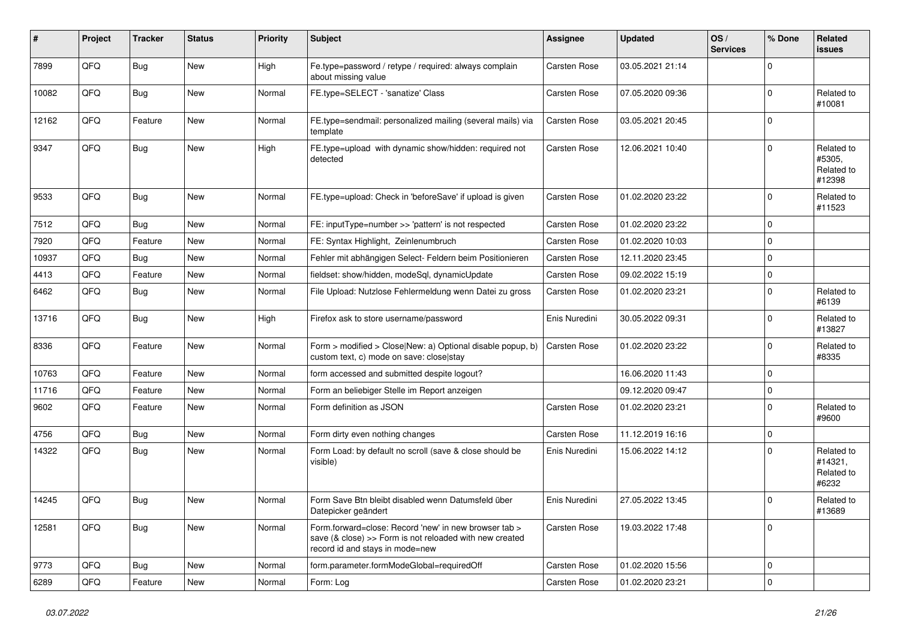| # | Project | Tracker | Status | Priority | Subject | Assignee | Updated | OS / Services | % Done | Related issues |
|---|---|---|---|---|---|---|---|---|---|---|
| 7899 | QFQ | Bug | New | High | Fe.type=password / retype / required: always complain about missing value | Carsten Rose | 03.05.2021 21:14 | | 0 | |
| 10082 | QFQ | Bug | New | Normal | FE.type=SELECT - 'sanatize' Class | Carsten Rose | 07.05.2020 09:36 | | 0 | Related to #10081 |
| 12162 | QFQ | Feature | New | Normal | FE.type=sendmail: personalized mailing (several mails) via template | Carsten Rose | 03.05.2021 20:45 | | 0 | |
| 9347 | QFQ | Bug | New | High | FE.type=upload with dynamic show/hidden: required not detected | Carsten Rose | 12.06.2021 10:40 | | 0 | Related to #5305, Related to #12398 |
| 9533 | QFQ | Bug | New | Normal | FE.type=upload: Check in 'beforeSave' if upload is given | Carsten Rose | 01.02.2020 23:22 | | 0 | Related to #11523 |
| 7512 | QFQ | Bug | New | Normal | FE: inputType=number >> 'pattern' is not respected | Carsten Rose | 01.02.2020 23:22 | | 0 | |
| 7920 | QFQ | Feature | New | Normal | FE: Syntax Highlight, Zeinlenumbruch | Carsten Rose | 01.02.2020 10:03 | | 0 | |
| 10937 | QFQ | Bug | New | Normal | Fehler mit abhängigen Select- Feldern beim Positionieren | Carsten Rose | 12.11.2020 23:45 | | 0 | |
| 4413 | QFQ | Feature | New | Normal | fieldset: show/hidden, modeSql, dynamicUpdate | Carsten Rose | 09.02.2022 15:19 | | 0 | |
| 6462 | QFQ | Bug | New | Normal | File Upload: Nutzlose Fehlermeldung wenn Datei zu gross | Carsten Rose | 01.02.2020 23:21 | | 0 | Related to #6139 |
| 13716 | QFQ | Bug | New | High | Firefox ask to store username/password | Enis Nuredini | 30.05.2022 09:31 | | 0 | Related to #13827 |
| 8336 | QFQ | Feature | New | Normal | Form > modified > Close\|New: a) Optional disable popup, b) custom text, c) mode on save: close\|stay | Carsten Rose | 01.02.2020 23:22 | | 0 | Related to #8335 |
| 10763 | QFQ | Feature | New | Normal | form accessed and submitted despite logout? | | 16.06.2020 11:43 | | 0 | |
| 11716 | QFQ | Feature | New | Normal | Form an beliebiger Stelle im Report anzeigen | | 09.12.2020 09:47 | | 0 | |
| 9602 | QFQ | Feature | New | Normal | Form definition as JSON | Carsten Rose | 01.02.2020 23:21 | | 0 | Related to #9600 |
| 4756 | QFQ | Bug | New | Normal | Form dirty even nothing changes | Carsten Rose | 11.12.2019 16:16 | | 0 | |
| 14322 | QFQ | Bug | New | Normal | Form Load: by default no scroll (save & close should be visible) | Enis Nuredini | 15.06.2022 14:12 | | 0 | Related to #14321, Related to #6232 |
| 14245 | QFQ | Bug | New | Normal | Form Save Btn bleibt disabled wenn Datumsfeld über Datepicker geändert | Enis Nuredini | 27.05.2022 13:45 | | 0 | Related to #13689 |
| 12581 | QFQ | Bug | New | Normal | Form.forward=close: Record 'new' in new browser tab > save (& close) >> Form is not reloaded with new created record id and stays in mode=new | Carsten Rose | 19.03.2022 17:48 | | 0 | |
| 9773 | QFQ | Bug | New | Normal | form.parameter.formModeGlobal=requiredOff | Carsten Rose | 01.02.2020 15:56 | | 0 | |
| 6289 | QFQ | Feature | New | Normal | Form: Log | Carsten Rose | 01.02.2020 23:21 | | 0 | |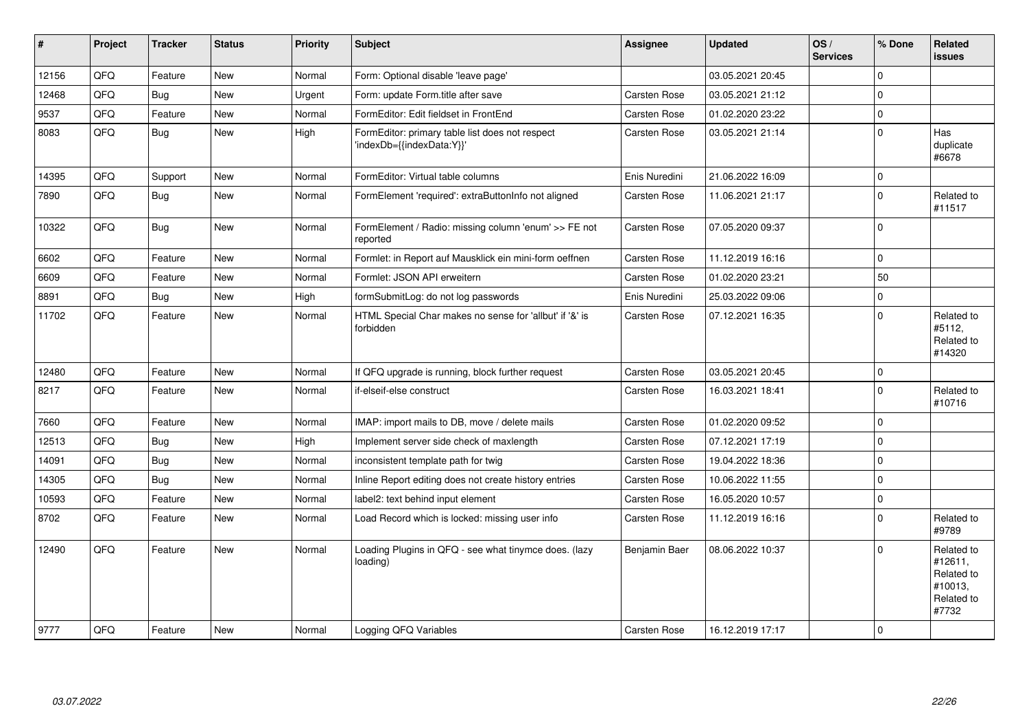| # | Project | Tracker | Status | Priority | Subject | Assignee | Updated | OS / Services | % Done | Related issues |
|---|---|---|---|---|---|---|---|---|---|---|
| 12156 | QFQ | Feature | New | Normal | Form: Optional disable 'leave page' | | 03.05.2021 20:45 | | 0 | |
| 12468 | QFQ | Bug | New | Urgent | Form: update Form.title after save | Carsten Rose | 03.05.2021 21:12 | | 0 | |
| 9537 | QFQ | Feature | New | Normal | FormEditor: Edit fieldset in FrontEnd | Carsten Rose | 01.02.2020 23:22 | | 0 | |
| 8083 | QFQ | Bug | New | High | FormEditor: primary table list does not respect 'indexDb={{indexData:Y}}' | Carsten Rose | 03.05.2021 21:14 | | 0 | Has duplicate #6678 |
| 14395 | QFQ | Support | New | Normal | FormEditor: Virtual table columns | Enis Nuredini | 21.06.2022 16:09 | | 0 | |
| 7890 | QFQ | Bug | New | Normal | FormElement 'required': extraButtonInfo not aligned | Carsten Rose | 11.06.2021 21:17 | | 0 | Related to #11517 |
| 10322 | QFQ | Bug | New | Normal | FormElement / Radio: missing column 'enum' >> FE not reported | Carsten Rose | 07.05.2020 09:37 | | 0 | |
| 6602 | QFQ | Feature | New | Normal | Formlet: in Report auf Mausklick ein mini-form oeffnen | Carsten Rose | 11.12.2019 16:16 | | 0 | |
| 6609 | QFQ | Feature | New | Normal | Formlet: JSON API erweitern | Carsten Rose | 01.02.2020 23:21 | | 50 | |
| 8891 | QFQ | Bug | New | High | formSubmitLog: do not log passwords | Enis Nuredini | 25.03.2022 09:06 | | 0 | |
| 11702 | QFQ | Feature | New | Normal | HTML Special Char makes no sense for 'allbut' if '&' is forbidden | Carsten Rose | 07.12.2021 16:35 | | 0 | Related to #5112, Related to #14320 |
| 12480 | QFQ | Feature | New | Normal | If QFQ upgrade is running, block further request | Carsten Rose | 03.05.2021 20:45 | | 0 | |
| 8217 | QFQ | Feature | New | Normal | if-elseif-else construct | Carsten Rose | 16.03.2021 18:41 | | 0 | Related to #10716 |
| 7660 | QFQ | Feature | New | Normal | IMAP: import mails to DB, move / delete mails | Carsten Rose | 01.02.2020 09:52 | | 0 | |
| 12513 | QFQ | Bug | New | High | Implement server side check of maxlength | Carsten Rose | 07.12.2021 17:19 | | 0 | |
| 14091 | QFQ | Bug | New | Normal | inconsistent template path for twig | Carsten Rose | 19.04.2022 18:36 | | 0 | |
| 14305 | QFQ | Bug | New | Normal | Inline Report editing does not create history entries | Carsten Rose | 10.06.2022 11:55 | | 0 | |
| 10593 | QFQ | Feature | New | Normal | label2: text behind input element | Carsten Rose | 16.05.2020 10:57 | | 0 | |
| 8702 | QFQ | Feature | New | Normal | Load Record which is locked: missing user info | Carsten Rose | 11.12.2019 16:16 | | 0 | Related to #9789 |
| 12490 | QFQ | Feature | New | Normal | Loading Plugins in QFQ - see what tinymce does. (lazy loading) | Benjamin Baer | 08.06.2022 10:37 | | 0 | Related to #12611, Related to #10013, Related to #7732 |
| 9777 | QFQ | Feature | New | Normal | Logging QFQ Variables | Carsten Rose | 16.12.2019 17:17 | | 0 | |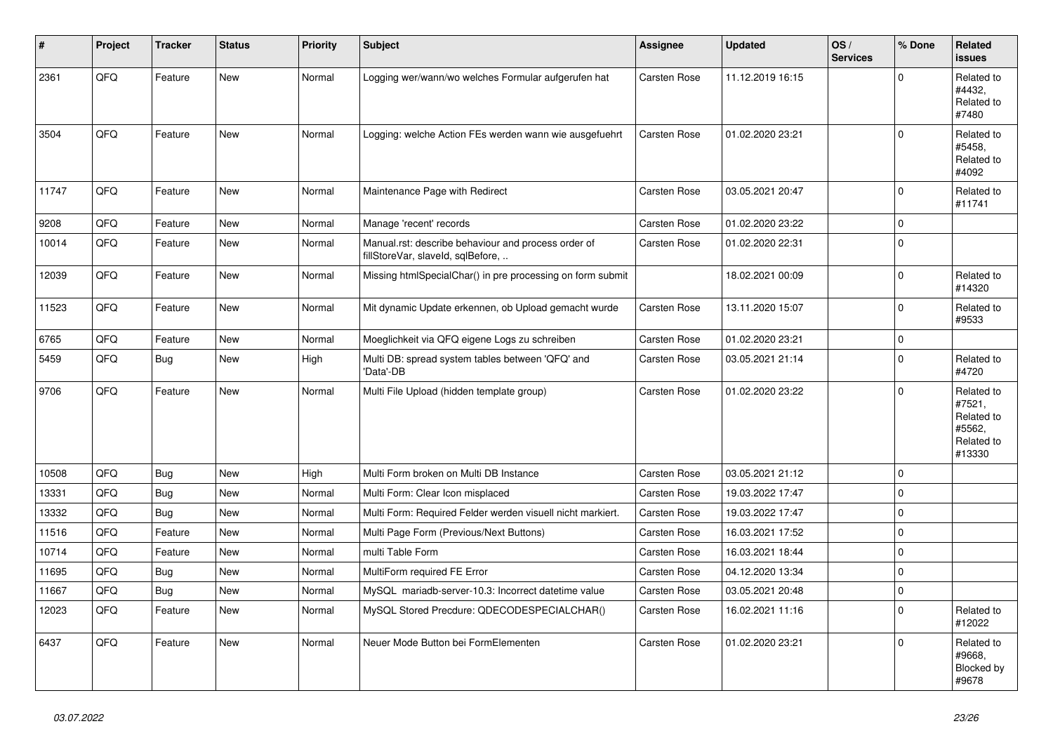| # | Project | Tracker | Status | Priority | Subject | Assignee | Updated | OS / Services | % Done | Related issues |
|---|---|---|---|---|---|---|---|---|---|---|
| 2361 | QFQ | Feature | New | Normal | Logging wer/wann/wo welches Formular aufgerufen hat | Carsten Rose | 11.12.2019 16:15 | | 0 | Related to #4432, Related to #7480 |
| 3504 | QFQ | Feature | New | Normal | Logging: welche Action FEs werden wann wie ausgefuehrt | Carsten Rose | 01.02.2020 23:21 | | 0 | Related to #5458, Related to #4092 |
| 11747 | QFQ | Feature | New | Normal | Maintenance Page with Redirect | Carsten Rose | 03.05.2021 20:47 | | 0 | Related to #11741 |
| 9208 | QFQ | Feature | New | Normal | Manage 'recent' records | Carsten Rose | 01.02.2020 23:22 | | 0 | |
| 10014 | QFQ | Feature | New | Normal | Manual.rst: describe behaviour and process order of fillStoreVar, slaveId, sqlBefore, .. | Carsten Rose | 01.02.2020 22:31 | | 0 | |
| 12039 | QFQ | Feature | New | Normal | Missing htmlSpecialChar() in pre processing on form submit | | 18.02.2021 00:09 | | 0 | Related to #14320 |
| 11523 | QFQ | Feature | New | Normal | Mit dynamic Update erkennen, ob Upload gemacht wurde | Carsten Rose | 13.11.2020 15:07 | | 0 | Related to #9533 |
| 6765 | QFQ | Feature | New | Normal | Moeglichkeit via QFQ eigene Logs zu schreiben | Carsten Rose | 01.02.2020 23:21 | | 0 | |
| 5459 | QFQ | Bug | New | High | Multi DB: spread system tables between 'QFQ' and 'Data'-DB | Carsten Rose | 03.05.2021 21:14 | | 0 | Related to #4720 |
| 9706 | QFQ | Feature | New | Normal | Multi File Upload (hidden template group) | Carsten Rose | 01.02.2020 23:22 | | 0 | Related to #7521, Related to #5562, Related to #13330 |
| 10508 | QFQ | Bug | New | High | Multi Form broken on Multi DB Instance | Carsten Rose | 03.05.2021 21:12 | | 0 | |
| 13331 | QFQ | Bug | New | Normal | Multi Form: Clear Icon misplaced | Carsten Rose | 19.03.2022 17:47 | | 0 | |
| 13332 | QFQ | Bug | New | Normal | Multi Form: Required Felder werden visuell nicht markiert. | Carsten Rose | 19.03.2022 17:47 | | 0 | |
| 11516 | QFQ | Feature | New | Normal | Multi Page Form (Previous/Next Buttons) | Carsten Rose | 16.03.2021 17:52 | | 0 | |
| 10714 | QFQ | Feature | New | Normal | multi Table Form | Carsten Rose | 16.03.2021 18:44 | | 0 | |
| 11695 | QFQ | Bug | New | Normal | MultiForm required FE Error | Carsten Rose | 04.12.2020 13:34 | | 0 | |
| 11667 | QFQ | Bug | New | Normal | MySQL mariadb-server-10.3: Incorrect datetime value | Carsten Rose | 03.05.2021 20:48 | | 0 | |
| 12023 | QFQ | Feature | New | Normal | MySQL Stored Precdure: QDECODESPECIALCHAR() | Carsten Rose | 16.02.2021 11:16 | | 0 | Related to #12022 |
| 6437 | QFQ | Feature | New | Normal | Neuer Mode Button bei FormElementen | Carsten Rose | 01.02.2020 23:21 | | 0 | Related to #9668, Blocked by #9678 |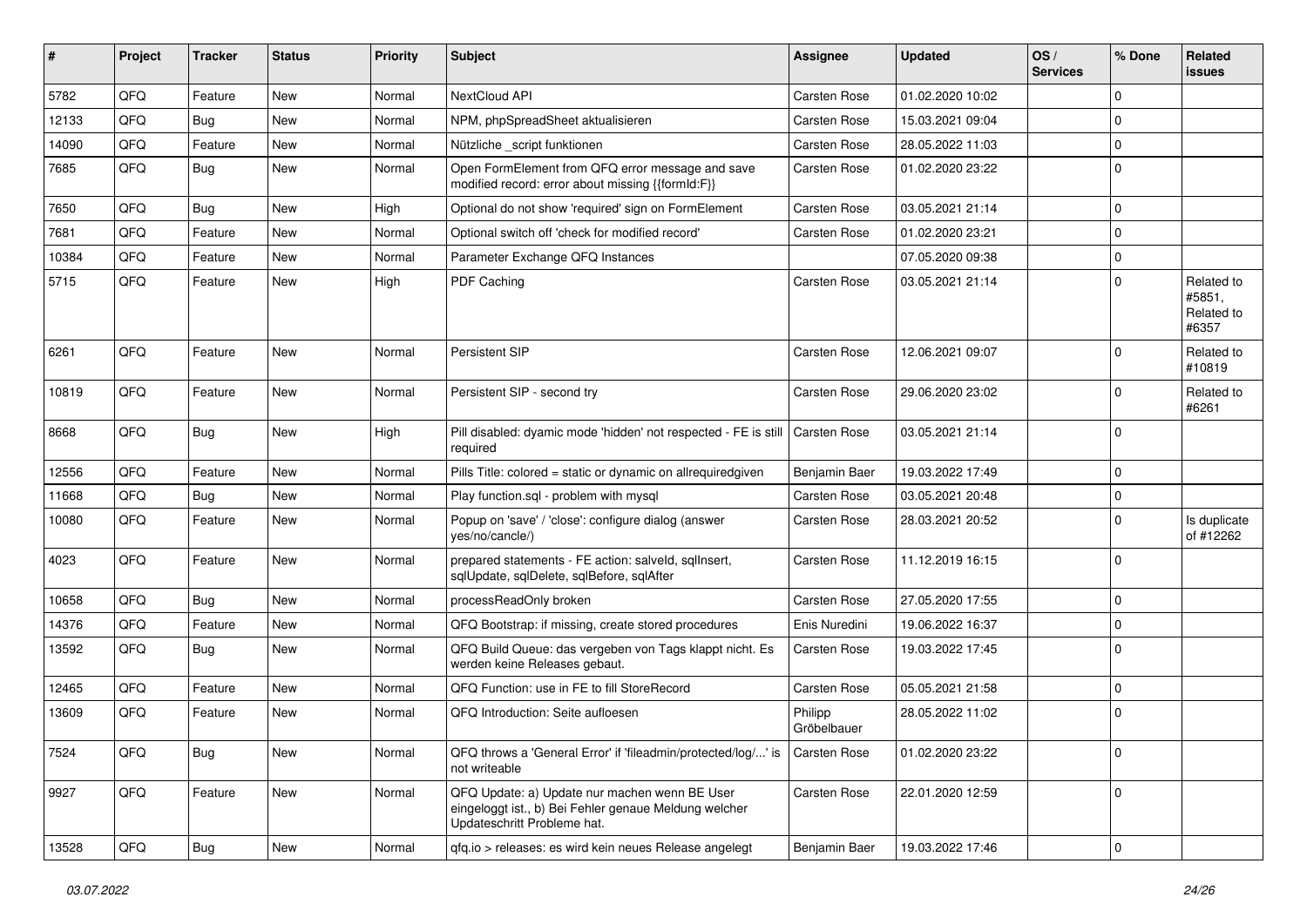| # | Project | Tracker | Status | Priority | Subject | Assignee | Updated | OS / Services | % Done | Related issues |
|---|---|---|---|---|---|---|---|---|---|---|
| 5782 | QFQ | Feature | New | Normal | NextCloud API | Carsten Rose | 01.02.2020 10:02 | | 0 | |
| 12133 | QFQ | Bug | New | Normal | NPM, phpSpreadSheet aktualisieren | Carsten Rose | 15.03.2021 09:04 | | 0 | |
| 14090 | QFQ | Feature | New | Normal | Nützliche _script funktionen | Carsten Rose | 28.05.2022 11:03 | | 0 | |
| 7685 | QFQ | Bug | New | Normal | Open FormElement from QFQ error message and save modified record: error about missing {{formId:F}} | Carsten Rose | 01.02.2020 23:22 | | 0 | |
| 7650 | QFQ | Bug | New | High | Optional do not show 'required' sign on FormElement | Carsten Rose | 03.05.2021 21:14 | | 0 | |
| 7681 | QFQ | Feature | New | Normal | Optional switch off 'check for modified record' | Carsten Rose | 01.02.2020 23:21 | | 0 | |
| 10384 | QFQ | Feature | New | Normal | Parameter Exchange QFQ Instances | | 07.05.2020 09:38 | | 0 | |
| 5715 | QFQ | Feature | New | High | PDF Caching | Carsten Rose | 03.05.2021 21:14 | | 0 | Related to #5851, Related to #6357 |
| 6261 | QFQ | Feature | New | Normal | Persistent SIP | Carsten Rose | 12.06.2021 09:07 | | 0 | Related to #10819 |
| 10819 | QFQ | Feature | New | Normal | Persistent SIP - second try | Carsten Rose | 29.06.2020 23:02 | | 0 | Related to #6261 |
| 8668 | QFQ | Bug | New | High | Pill disabled: dyamic mode 'hidden' not respected - FE is still required | Carsten Rose | 03.05.2021 21:14 | | 0 | |
| 12556 | QFQ | Feature | New | Normal | Pills Title: colored = static or dynamic on allrequiredgiven | Benjamin Baer | 19.03.2022 17:49 | | 0 | |
| 11668 | QFQ | Bug | New | Normal | Play function.sql - problem with mysql | Carsten Rose | 03.05.2021 20:48 | | 0 | |
| 10080 | QFQ | Feature | New | Normal | Popup on 'save' / 'close': configure dialog (answer yes/no/cancle/) | Carsten Rose | 28.03.2021 20:52 | | 0 | Is duplicate of #12262 |
| 4023 | QFQ | Feature | New | Normal | prepared statements - FE action: salveld, sqlInsert, sqlUpdate, sqlDelete, sqlBefore, sqlAfter | Carsten Rose | 11.12.2019 16:15 | | 0 | |
| 10658 | QFQ | Bug | New | Normal | processReadOnly broken | Carsten Rose | 27.05.2020 17:55 | | 0 | |
| 14376 | QFQ | Feature | New | Normal | QFQ Bootstrap: if missing, create stored procedures | Enis Nuredini | 19.06.2022 16:37 | | 0 | |
| 13592 | QFQ | Bug | New | Normal | QFQ Build Queue: das vergeben von Tags klappt nicht. Es werden keine Releases gebaut. | Carsten Rose | 19.03.2022 17:45 | | 0 | |
| 12465 | QFQ | Feature | New | Normal | QFQ Function: use in FE to fill StoreRecord | Carsten Rose | 05.05.2021 21:58 | | 0 | |
| 13609 | QFQ | Feature | New | Normal | QFQ Introduction: Seite aufloesen | Philipp Gröbelbauer | 28.05.2022 11:02 | | 0 | |
| 7524 | QFQ | Bug | New | Normal | QFQ throws a 'General Error' if 'fileadmin/protected/log/...' is not writeable | Carsten Rose | 01.02.2020 23:22 | | 0 | |
| 9927 | QFQ | Feature | New | Normal | QFQ Update: a) Update nur machen wenn BE User eingeloggt ist., b) Bei Fehler genaue Meldung welcher Updateschritt Probleme hat. | Carsten Rose | 22.01.2020 12:59 | | 0 | |
| 13528 | QFQ | Bug | New | Normal | qfq.io > releases: es wird kein neues Release angelegt | Benjamin Baer | 19.03.2022 17:46 | | 0 | |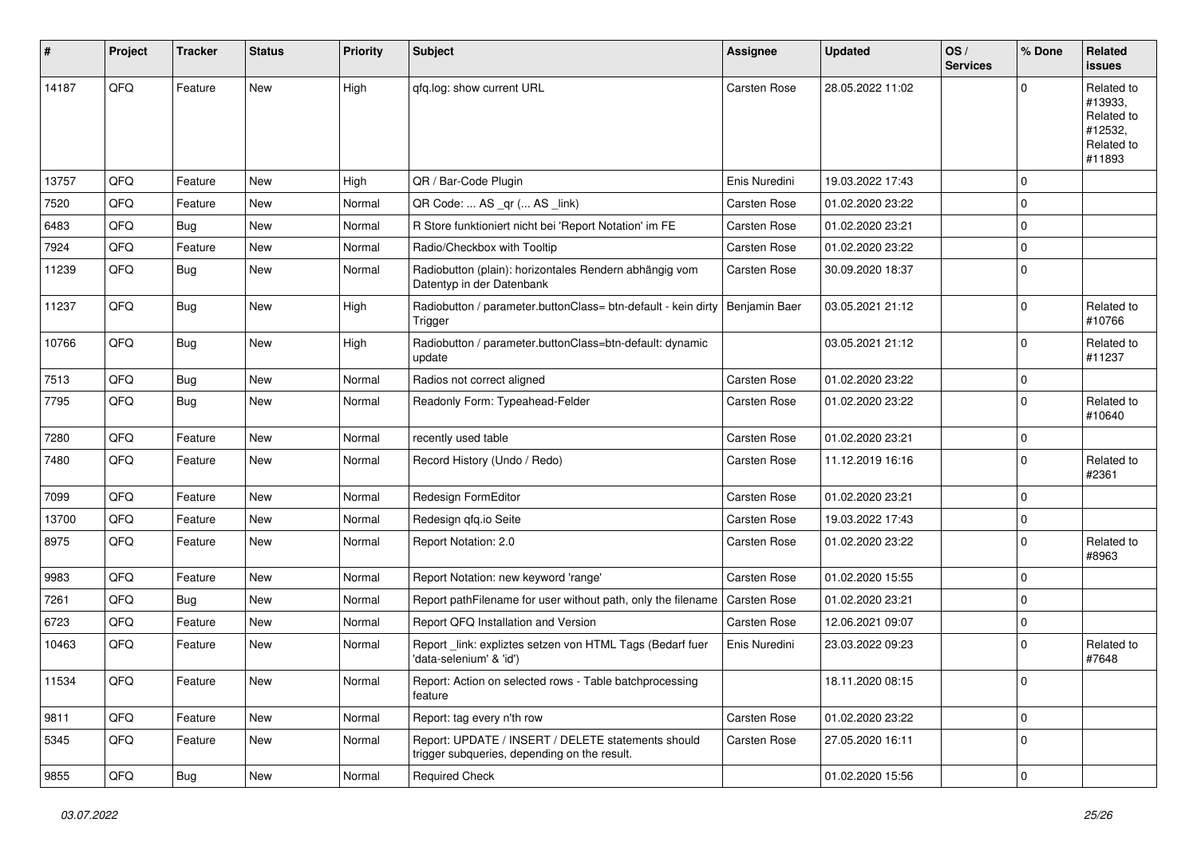| # | Project | Tracker | Status | Priority | Subject | Assignee | Updated | OS / Services | % Done | Related issues |
|---|---|---|---|---|---|---|---|---|---|---|
| 14187 | QFQ | Feature | New | High | qfq.log: show current URL | Carsten Rose | 28.05.2022 11:02 | | 0 | Related to #13933, Related to #12532, Related to #11893 |
| 13757 | QFQ | Feature | New | High | QR / Bar-Code Plugin | Enis Nuredini | 19.03.2022 17:43 | | 0 | |
| 7520 | QFQ | Feature | New | Normal | QR Code: ... AS _qr ( ... AS _link) | Carsten Rose | 01.02.2020 23:22 | | 0 | |
| 6483 | QFQ | Bug | New | Normal | R Store funktioniert nicht bei 'Report Notation' im FE | Carsten Rose | 01.02.2020 23:21 | | 0 | |
| 7924 | QFQ | Feature | New | Normal | Radio/Checkbox with Tooltip | Carsten Rose | 01.02.2020 23:22 | | 0 | |
| 11239 | QFQ | Bug | New | Normal | Radiobutton (plain): horizontales Rendern abhängig vom Datentyp in der Datenbank | Carsten Rose | 30.09.2020 18:37 | | 0 | |
| 11237 | QFQ | Bug | New | High | Radiobutton / parameter.buttonClass= btn-default - kein dirty Trigger | Benjamin Baer | 03.05.2021 21:12 | | 0 | Related to #10766 |
| 10766 | QFQ | Bug | New | High | Radiobutton / parameter.buttonClass=btn-default: dynamic update | | 03.05.2021 21:12 | | 0 | Related to #11237 |
| 7513 | QFQ | Bug | New | Normal | Radios not correct aligned | Carsten Rose | 01.02.2020 23:22 | | 0 | |
| 7795 | QFQ | Bug | New | Normal | Readonly Form: Typeahead-Felder | Carsten Rose | 01.02.2020 23:22 | | 0 | Related to #10640 |
| 7280 | QFQ | Feature | New | Normal | recently used table | Carsten Rose | 01.02.2020 23:21 | | 0 | |
| 7480 | QFQ | Feature | New | Normal | Record History (Undo / Redo) | Carsten Rose | 11.12.2019 16:16 | | 0 | Related to #2361 |
| 7099 | QFQ | Feature | New | Normal | Redesign FormEditor | Carsten Rose | 01.02.2020 23:21 | | 0 | |
| 13700 | QFQ | Feature | New | Normal | Redesign qfq.io Seite | Carsten Rose | 19.03.2022 17:43 | | 0 | |
| 8975 | QFQ | Feature | New | Normal | Report Notation: 2.0 | Carsten Rose | 01.02.2020 23:22 | | 0 | Related to #8963 |
| 9983 | QFQ | Feature | New | Normal | Report Notation: new keyword 'range' | Carsten Rose | 01.02.2020 15:55 | | 0 | |
| 7261 | QFQ | Bug | New | Normal | Report pathFilename for user without path, only the filename | Carsten Rose | 01.02.2020 23:21 | | 0 | |
| 6723 | QFQ | Feature | New | Normal | Report QFQ Installation and Version | Carsten Rose | 12.06.2021 09:07 | | 0 | |
| 10463 | QFQ | Feature | New | Normal | Report _link: expliztes setzen von HTML Tags (Bedarf fuer 'data-selenium' & 'id') | Enis Nuredini | 23.03.2022 09:23 | | 0 | Related to #7648 |
| 11534 | QFQ | Feature | New | Normal | Report: Action on selected rows - Table batchprocessing feature | | 18.11.2020 08:15 | | 0 | |
| 9811 | QFQ | Feature | New | Normal | Report: tag every n'th row | Carsten Rose | 01.02.2020 23:22 | | 0 | |
| 5345 | QFQ | Feature | New | Normal | Report: UPDATE / INSERT / DELETE statements should trigger subqueries, depending on the result. | Carsten Rose | 27.05.2020 16:11 | | 0 | |
| 9855 | QFQ | Bug | New | Normal | Required Check | | 01.02.2020 15:56 | | 0 | |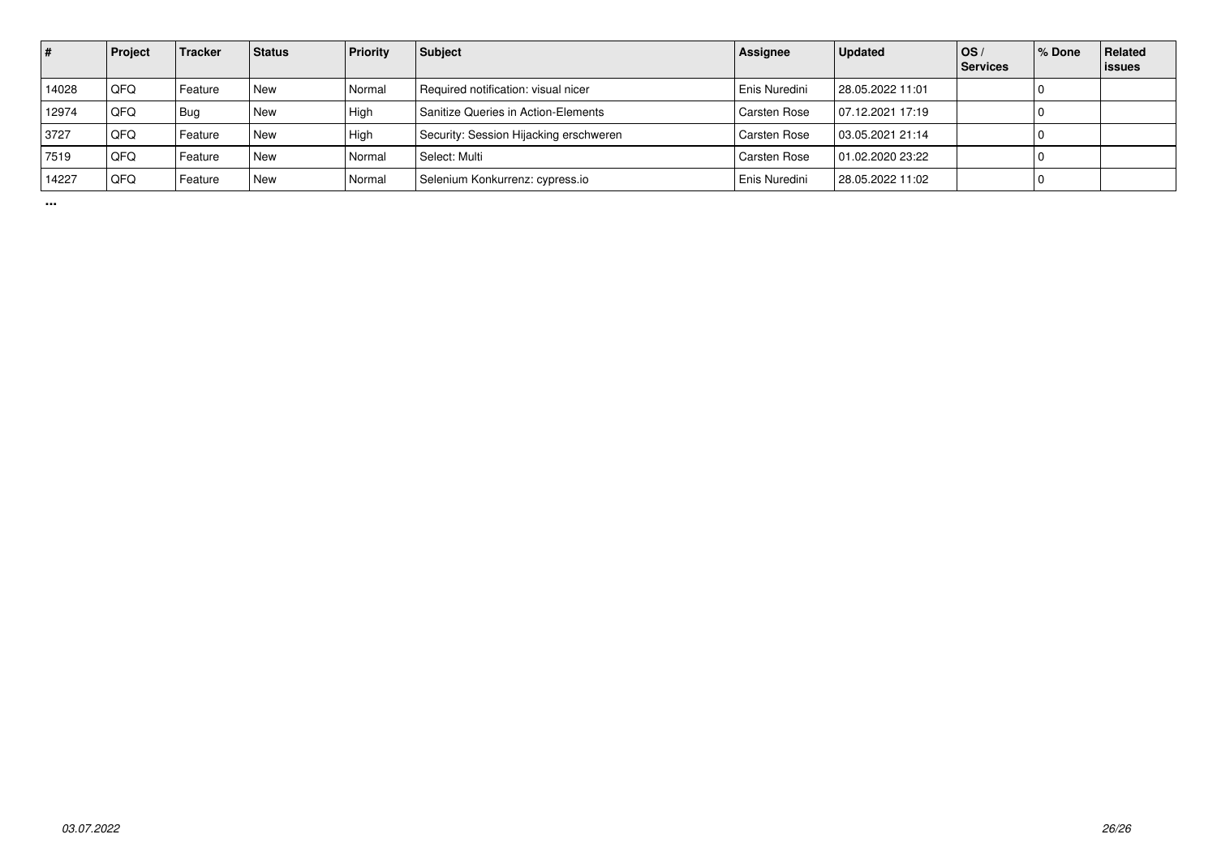| # | Project | Tracker | Status | Priority | Subject | Assignee | Updated | OS / Services | % Done | Related issues |
|---|---|---|---|---|---|---|---|---|---|---|
| 14028 | QFQ | Feature | New | Normal | Required notification: visual nicer | Enis Nuredini | 28.05.2022 11:01 | | 0 | |
| 12974 | QFQ | Bug | New | High | Sanitize Queries in Action-Elements | Carsten Rose | 07.12.2021 17:19 | | 0 | |
| 3727 | QFQ | Feature | New | High | Security: Session Hijacking erschweren | Carsten Rose | 03.05.2021 21:14 | | 0 | |
| 7519 | QFQ | Feature | New | Normal | Select: Multi | Carsten Rose | 01.02.2020 23:22 | | 0 | |
| 14227 | QFQ | Feature | New | Normal | Selenium Konkurrenz: cypress.io | Enis Nuredini | 28.05.2022 11:02 | | 0 | |

**...**